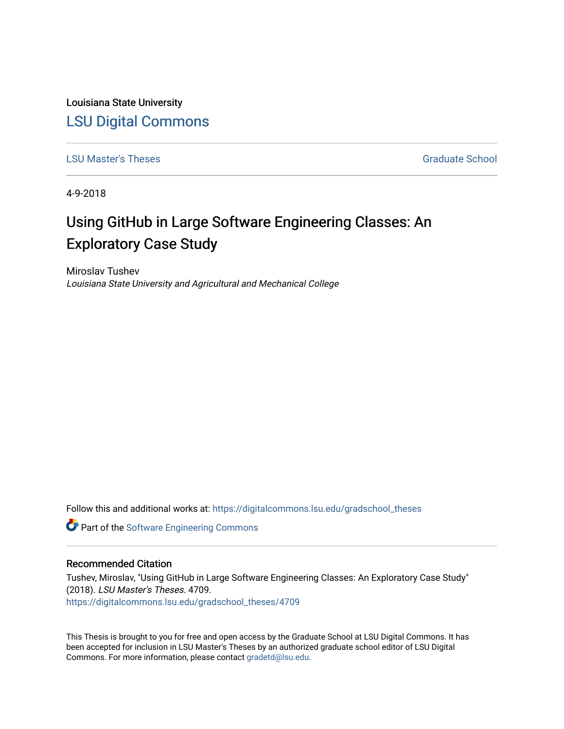Louisiana State University

# LSU Digital Commons

LSU Master's Theses | Graduate School

4-9-2018

## Using GitHub in Large Software Engineering Classes: An Exploratory Case Study

Miroslav Tushev

*Louisiana State University and Agricultural and Mechanical College*

Follow this and additional works at: https://digitalcommons.lsu.edu/gradschool_theses

Part of the Software Engineering Commons

### Recommended Citation

Tushev, Miroslav, "Using GitHub in Large Software Engineering Classes: An Exploratory Case Study" (2018). *LSU Master's Theses*. 4709.
https://digitalcommons.lsu.edu/gradschool_theses/4709

This Thesis is brought to you for free and open access by the Graduate School at LSU Digital Commons. It has been accepted for inclusion in LSU Master's Theses by an authorized graduate school editor of LSU Digital Commons. For more information, please contact gradetd@lsu.edu.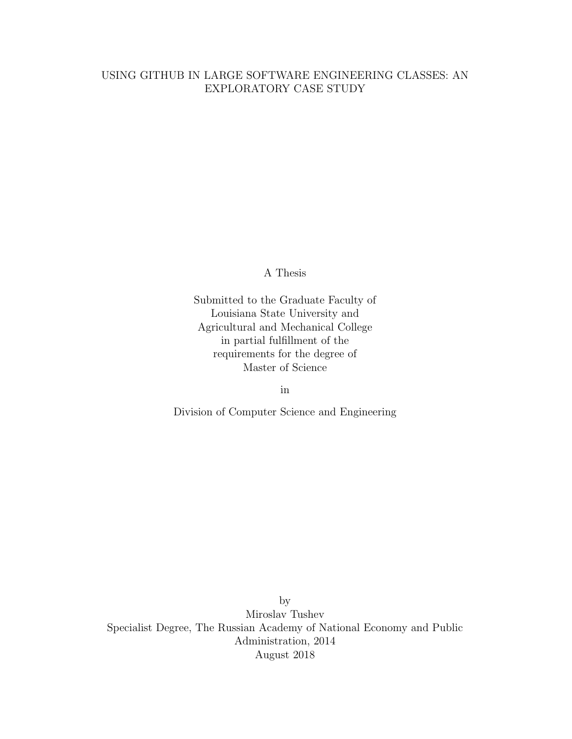# USING GITHUB IN LARGE SOFTWARE ENGINEERING CLASSES: AN EXPLORATORY CASE STUDY

A Thesis

Submitted to the Graduate Faculty of
Louisiana State University and
Agricultural and Mechanical College
in partial fulfillment of the
requirements for the degree of
Master of Science

in

Division of Computer Science and Engineering

by
Miroslav Tushev
Specialist Degree, The Russian Academy of National Economy and Public Administration, 2014
August 2018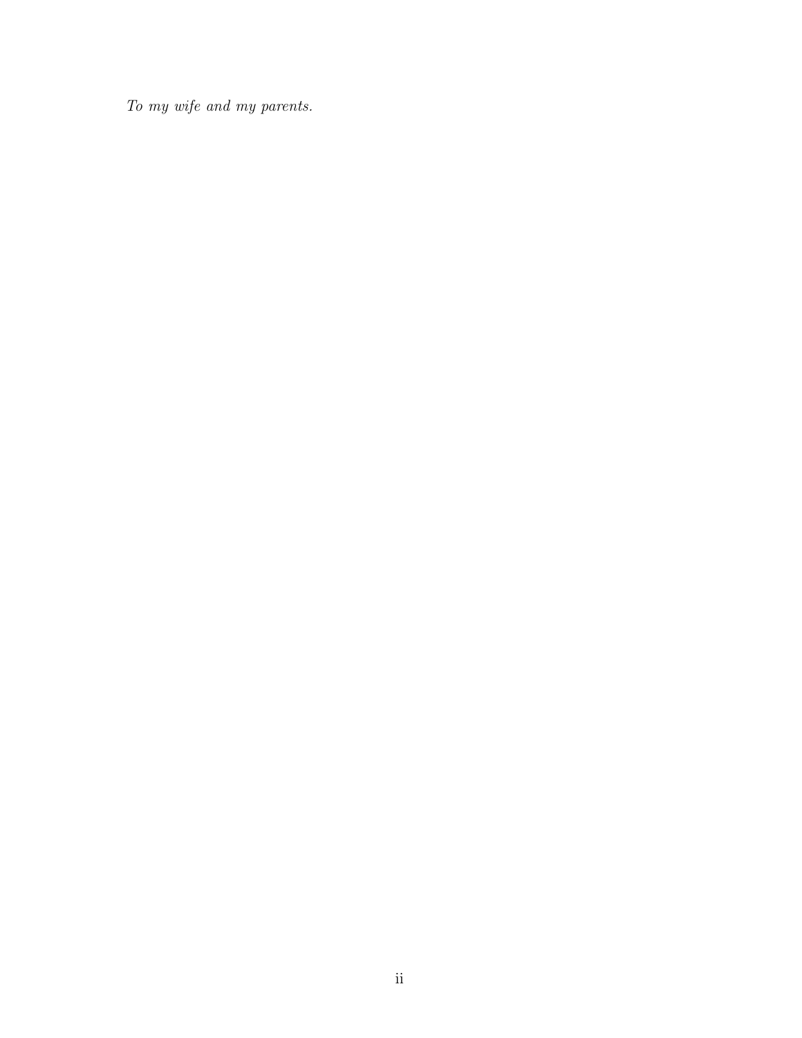*To my wife and my parents.*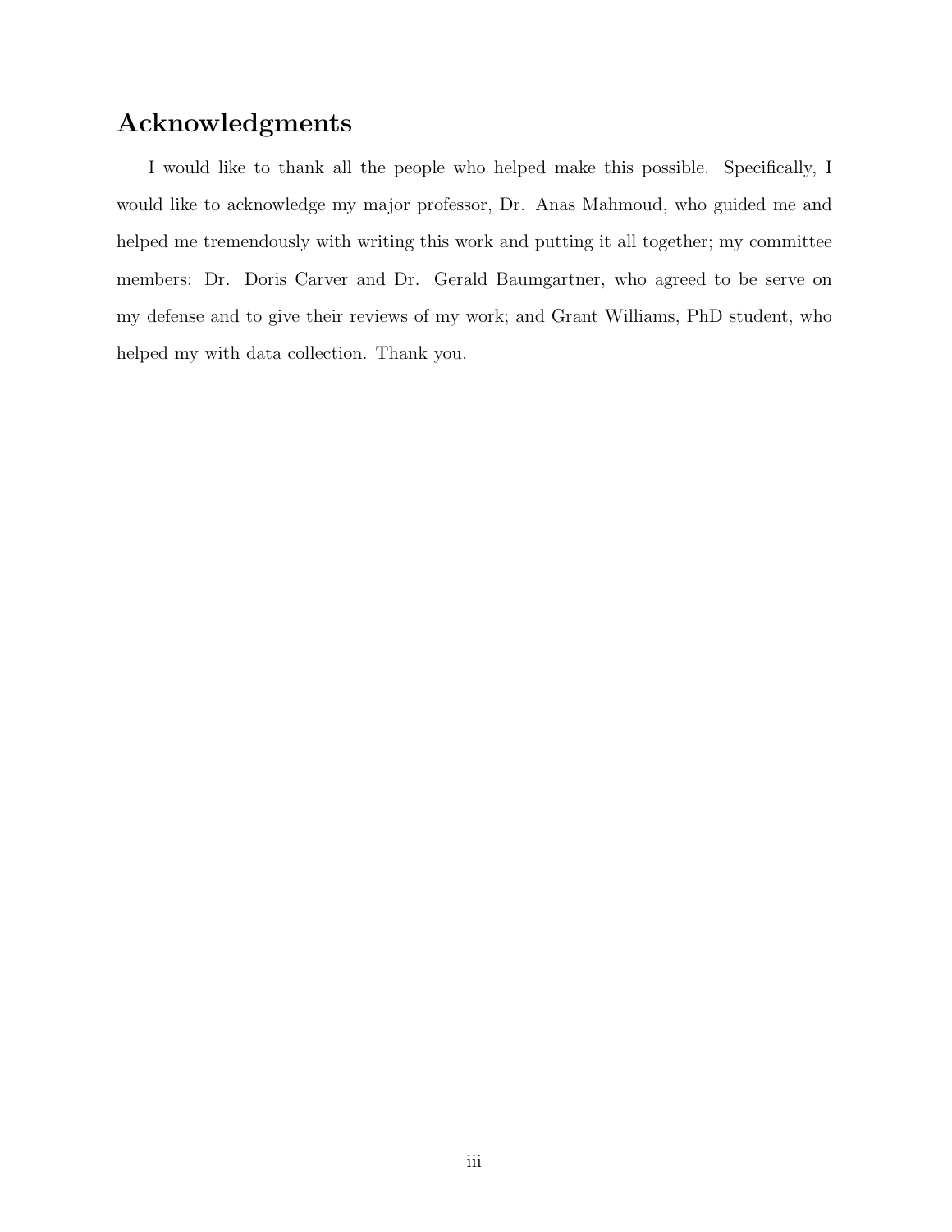## Acknowledgments

I would like to thank all the people who helped make this possible. Specifically, I would like to acknowledge my major professor, Dr. Anas Mahmoud, who guided me and helped me tremendously with writing this work and putting it all together; my committee members: Dr. Doris Carver and Dr. Gerald Baumgartner, who agreed to be serve on my defense and to give their reviews of my work; and Grant Williams, PhD student, who helped my with data collection. Thank you.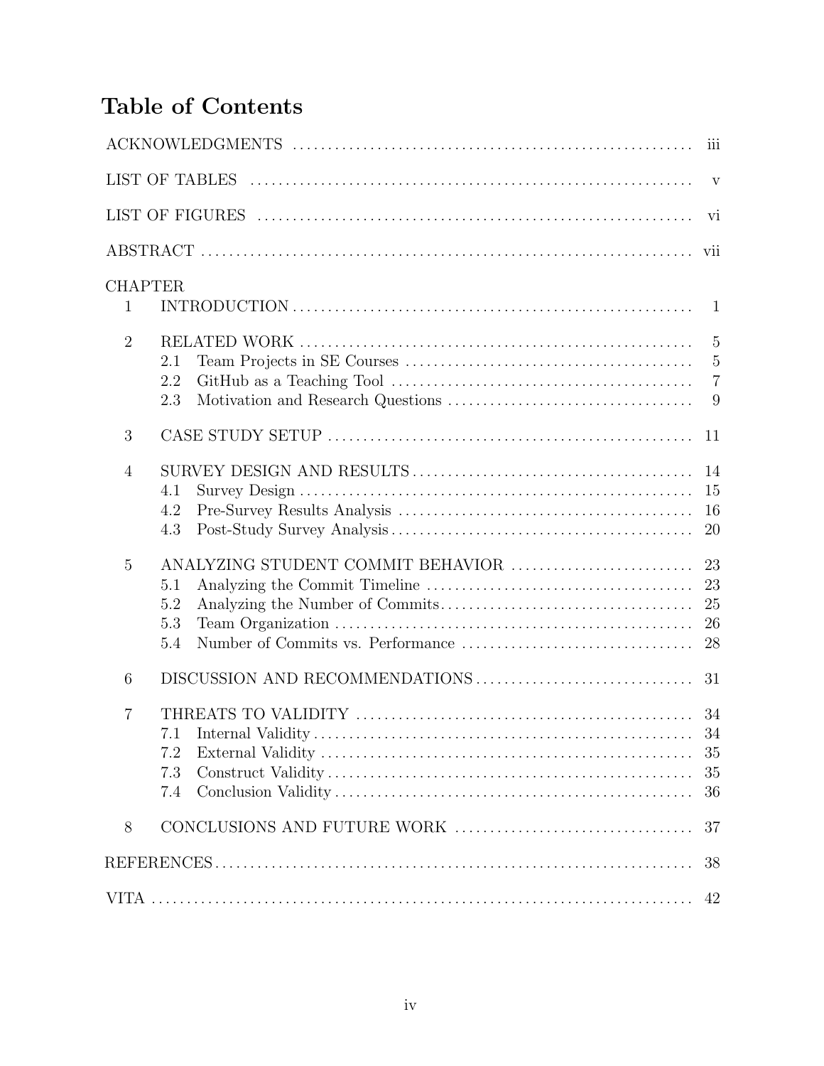# Table of Contents

| | | |
|---|---|---|
| ACKNOWLEDGMENTS | | iii |
| LIST OF TABLES | | v |
| LIST OF FIGURES | | vi |
| ABSTRACT | | vii |
| CHAPTER | | |
| 1 | INTRODUCTION | 1 |
| 2 | RELATED WORK | 5 |
| | 2.1 Team Projects in SE Courses | 5 |
| | 2.2 GitHub as a Teaching Tool | 7 |
| | 2.3 Motivation and Research Questions | 9 |
| 3 | CASE STUDY SETUP | 11 |
| 4 | SURVEY DESIGN AND RESULTS | 14 |
| | 4.1 Survey Design | 15 |
| | 4.2 Pre-Survey Results Analysis | 16 |
| | 4.3 Post-Study Survey Analysis | 20 |
| 5 | ANALYZING STUDENT COMMIT BEHAVIOR | 23 |
| | 5.1 Analyzing the Commit Timeline | 23 |
| | 5.2 Analyzing the Number of Commits | 25 |
| | 5.3 Team Organization | 26 |
| | 5.4 Number of Commits vs. Performance | 28 |
| 6 | DISCUSSION AND RECOMMENDATIONS | 31 |
| 7 | THREATS TO VALIDITY | 34 |
| | 7.1 Internal Validity | 34 |
| | 7.2 External Validity | 35 |
| | 7.3 Construct Validity | 35 |
| | 7.4 Conclusion Validity | 36 |
| 8 | CONCLUSIONS AND FUTURE WORK | 37 |
| REFERENCES | | 38 |
| VITA | | 42 |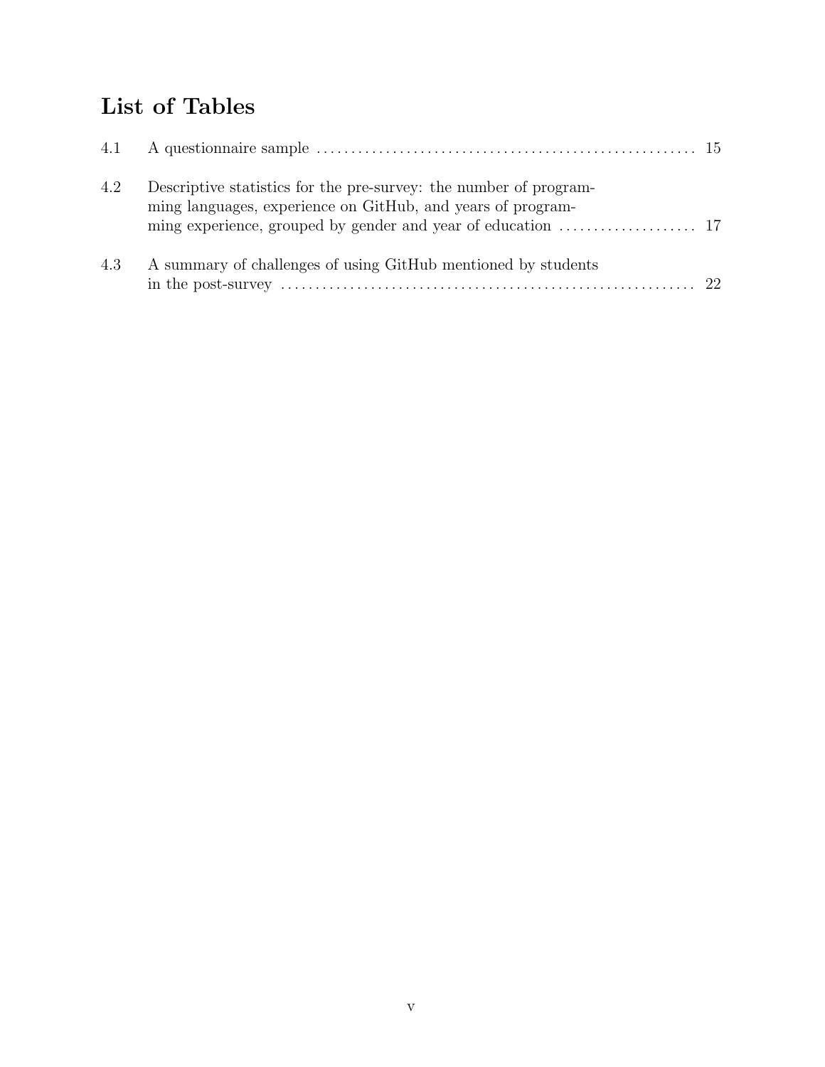# List of Tables

4.1 A questionnaire sample ........................................ 15

4.2 Descriptive statistics for the pre-survey: the number of programming languages, experience on GitHub, and years of programming experience, grouped by gender and year of education ........................................ 17

4.3 A summary of challenges of using GitHub mentioned by students in the post-survey ........................................ 22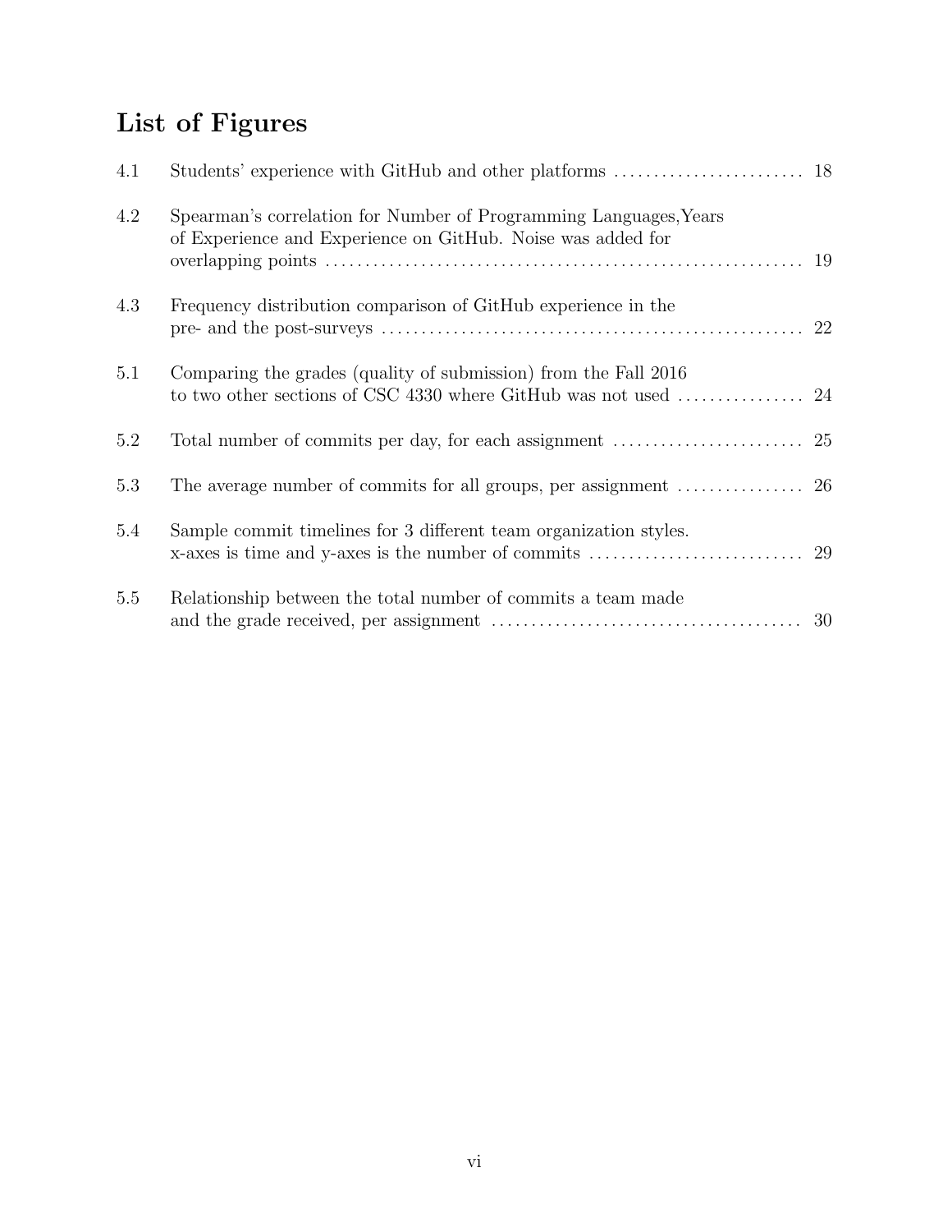# List of Figures

| | | |
|---|---|---|
| 4.1 | Students' experience with GitHub and other platforms | 18 |
| 4.2 | Spearman's correlation for Number of Programming Languages,Years of Experience and Experience on GitHub. Noise was added for overlapping points | 19 |
| 4.3 | Frequency distribution comparison of GitHub experience in the pre- and the post-surveys | 22 |
| 5.1 | Comparing the grades (quality of submission) from the Fall 2016 to two other sections of CSC 4330 where GitHub was not used | 24 |
| 5.2 | Total number of commits per day, for each assignment | 25 |
| 5.3 | The average number of commits for all groups, per assignment | 26 |
| 5.4 | Sample commit timelines for 3 different team organization styles. x-axes is time and y-axes is the number of commits | 29 |
| 5.5 | Relationship between the total number of commits a team made and the grade received, per assignment | 30 |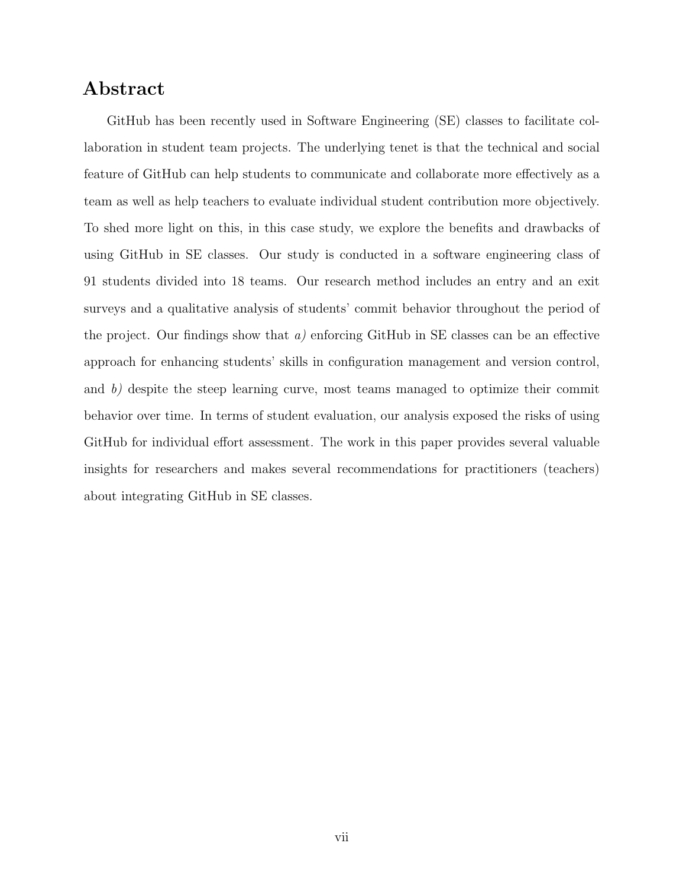# Abstract

GitHub has been recently used in Software Engineering (SE) classes to facilitate collaboration in student team projects. The underlying tenet is that the technical and social feature of GitHub can help students to communicate and collaborate more effectively as a team as well as help teachers to evaluate individual student contribution more objectively. To shed more light on this, in this case study, we explore the benefits and drawbacks of using GitHub in SE classes. Our study is conducted in a software engineering class of 91 students divided into 18 teams. Our research method includes an entry and an exit surveys and a qualitative analysis of students' commit behavior throughout the period of the project. Our findings show that *a)* enforcing GitHub in SE classes can be an effective approach for enhancing students' skills in configuration management and version control, and *b)* despite the steep learning curve, most teams managed to optimize their commit behavior over time. In terms of student evaluation, our analysis exposed the risks of using GitHub for individual effort assessment. The work in this paper provides several valuable insights for researchers and makes several recommendations for practitioners (teachers) about integrating GitHub in SE classes.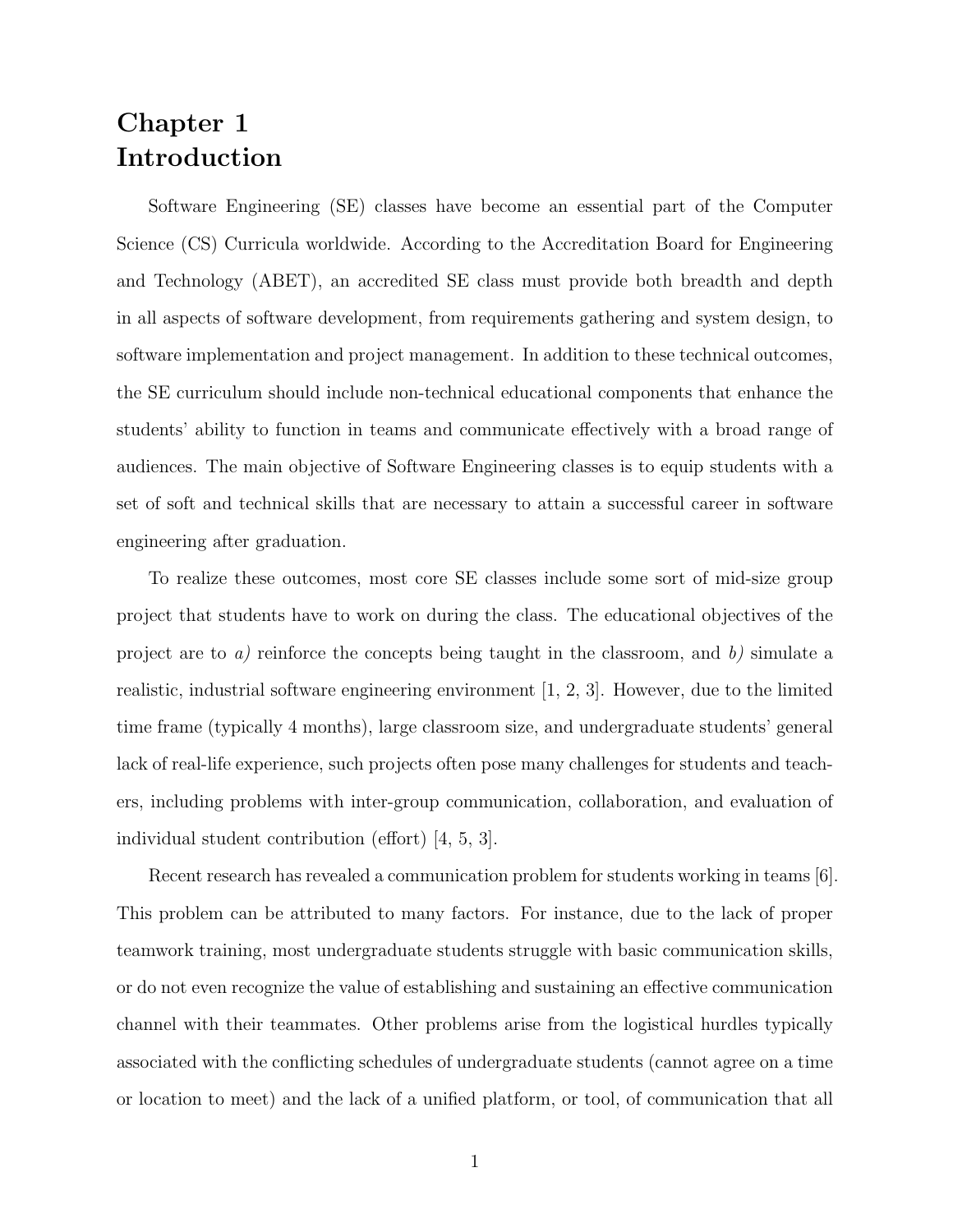# Chapter 1
# Introduction

Software Engineering (SE) classes have become an essential part of the Computer Science (CS) Curricula worldwide. According to the Accreditation Board for Engineering and Technology (ABET), an accredited SE class must provide both breadth and depth in all aspects of software development, from requirements gathering and system design, to software implementation and project management. In addition to these technical outcomes, the SE curriculum should include non-technical educational components that enhance the students' ability to function in teams and communicate effectively with a broad range of audiences. The main objective of Software Engineering classes is to equip students with a set of soft and technical skills that are necessary to attain a successful career in software engineering after graduation.

To realize these outcomes, most core SE classes include some sort of mid-size group project that students have to work on during the class. The educational objectives of the project are to *a)* reinforce the concepts being taught in the classroom, and *b)* simulate a realistic, industrial software engineering environment [1, 2, 3]. However, due to the limited time frame (typically 4 months), large classroom size, and undergraduate students' general lack of real-life experience, such projects often pose many challenges for students and teachers, including problems with inter-group communication, collaboration, and evaluation of individual student contribution (effort) [4, 5, 3].

Recent research has revealed a communication problem for students working in teams [6]. This problem can be attributed to many factors. For instance, due to the lack of proper teamwork training, most undergraduate students struggle with basic communication skills, or do not even recognize the value of establishing and sustaining an effective communication channel with their teammates. Other problems arise from the logistical hurdles typically associated with the conflicting schedules of undergraduate students (cannot agree on a time or location to meet) and the lack of a unified platform, or tool, of communication that all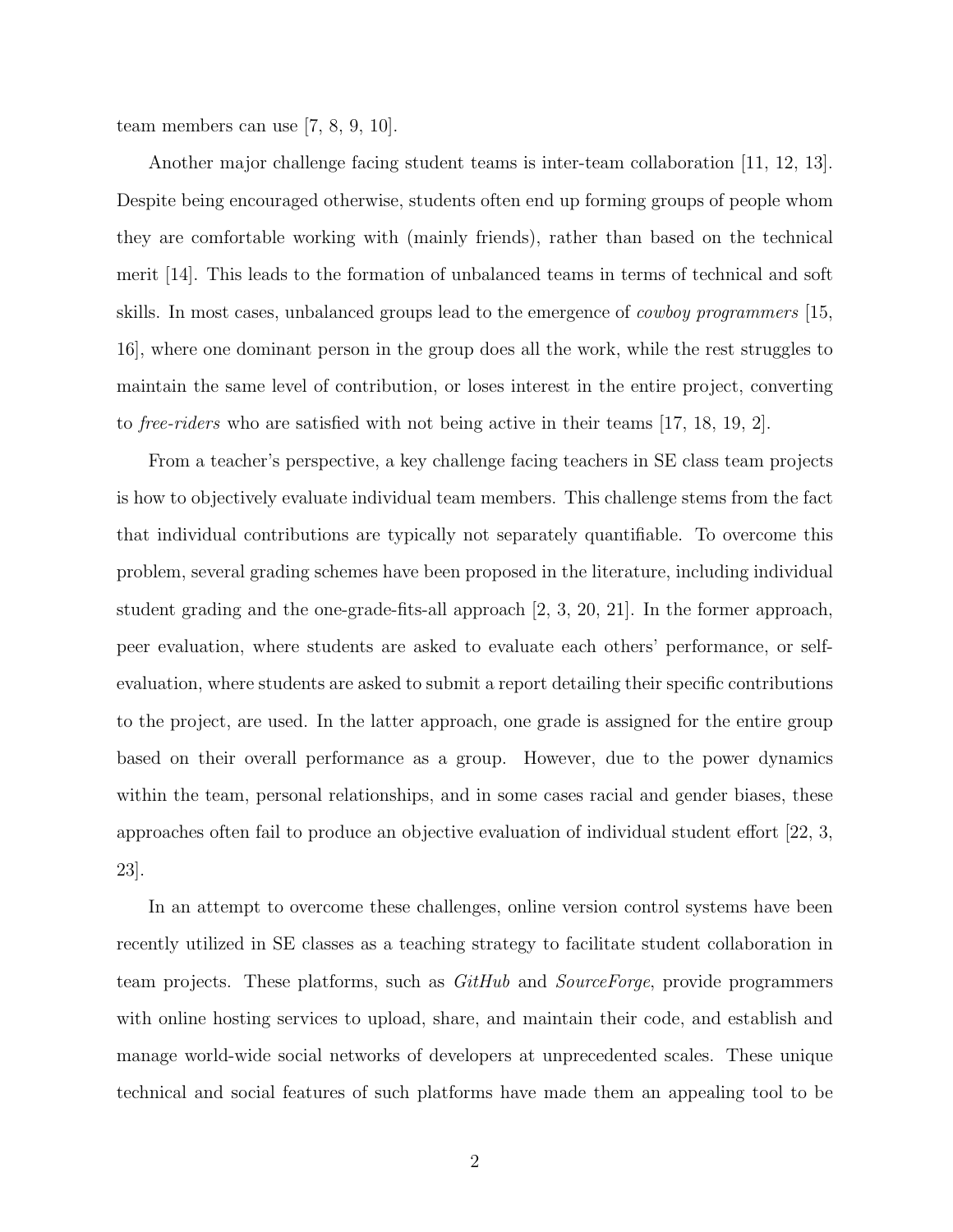team members can use [7, 8, 9, 10].

Another major challenge facing student teams is inter-team collaboration [11, 12, 13]. Despite being encouraged otherwise, students often end up forming groups of people whom they are comfortable working with (mainly friends), rather than based on the technical merit [14]. This leads to the formation of unbalanced teams in terms of technical and soft skills. In most cases, unbalanced groups lead to the emergence of *cowboy programmers* [15, 16], where one dominant person in the group does all the work, while the rest struggles to maintain the same level of contribution, or loses interest in the entire project, converting to *free-riders* who are satisfied with not being active in their teams [17, 18, 19, 2].

From a teacher's perspective, a key challenge facing teachers in SE class team projects is how to objectively evaluate individual team members. This challenge stems from the fact that individual contributions are typically not separately quantifiable. To overcome this problem, several grading schemes have been proposed in the literature, including individual student grading and the one-grade-fits-all approach [2, 3, 20, 21]. In the former approach, peer evaluation, where students are asked to evaluate each others' performance, or self-evaluation, where students are asked to submit a report detailing their specific contributions to the project, are used. In the latter approach, one grade is assigned for the entire group based on their overall performance as a group. However, due to the power dynamics within the team, personal relationships, and in some cases racial and gender biases, these approaches often fail to produce an objective evaluation of individual student effort [22, 3, 23].

In an attempt to overcome these challenges, online version control systems have been recently utilized in SE classes as a teaching strategy to facilitate student collaboration in team projects. These platforms, such as *GitHub* and *SourceForge*, provide programmers with online hosting services to upload, share, and maintain their code, and establish and manage world-wide social networks of developers at unprecedented scales. These unique technical and social features of such platforms have made them an appealing tool to be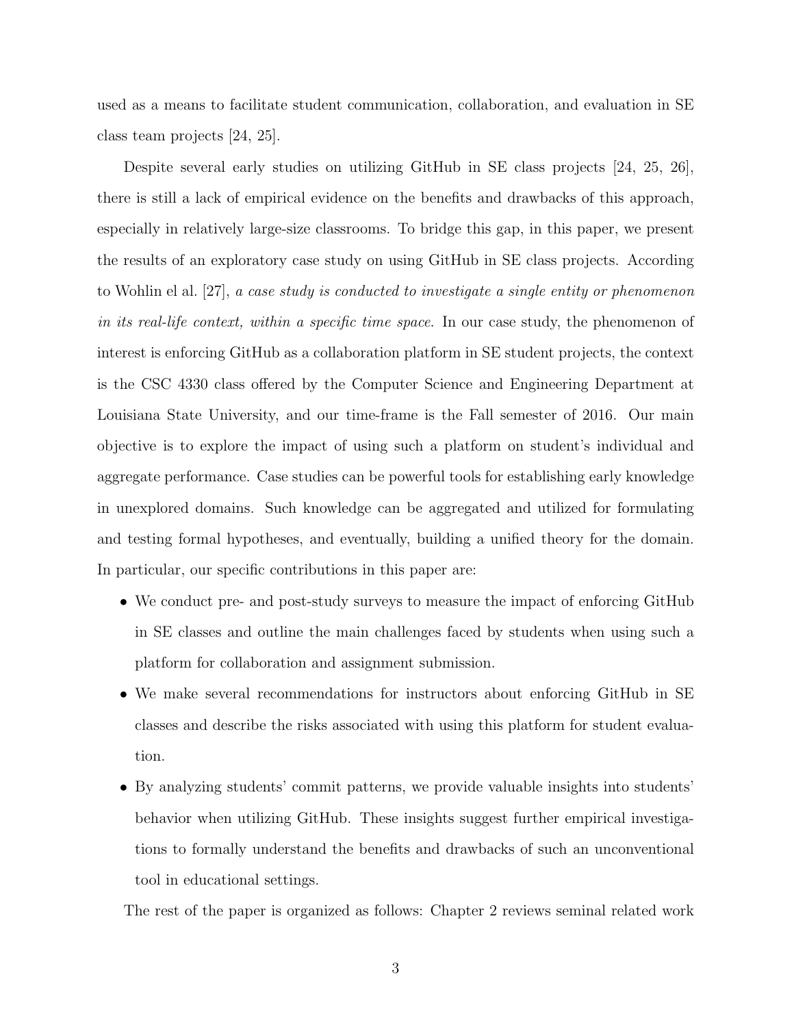used as a means to facilitate student communication, collaboration, and evaluation in SE class team projects [24, 25].

Despite several early studies on utilizing GitHub in SE class projects [24, 25, 26], there is still a lack of empirical evidence on the benefits and drawbacks of this approach, especially in relatively large-size classrooms. To bridge this gap, in this paper, we present the results of an exploratory case study on using GitHub in SE class projects. According to Wohlin el al. [27], *a case study is conducted to investigate a single entity or phenomenon in its real-life context, within a specific time space*. In our case study, the phenomenon of interest is enforcing GitHub as a collaboration platform in SE student projects, the context is the CSC 4330 class offered by the Computer Science and Engineering Department at Louisiana State University, and our time-frame is the Fall semester of 2016. Our main objective is to explore the impact of using such a platform on student's individual and aggregate performance. Case studies can be powerful tools for establishing early knowledge in unexplored domains. Such knowledge can be aggregated and utilized for formulating and testing formal hypotheses, and eventually, building a unified theory for the domain. In particular, our specific contributions in this paper are:

- We conduct pre- and post-study surveys to measure the impact of enforcing GitHub in SE classes and outline the main challenges faced by students when using such a platform for collaboration and assignment submission.
- We make several recommendations for instructors about enforcing GitHub in SE classes and describe the risks associated with using this platform for student evaluation.
- By analyzing students' commit patterns, we provide valuable insights into students' behavior when utilizing GitHub. These insights suggest further empirical investigations to formally understand the benefits and drawbacks of such an unconventional tool in educational settings.

The rest of the paper is organized as follows: Chapter 2 reviews seminal related work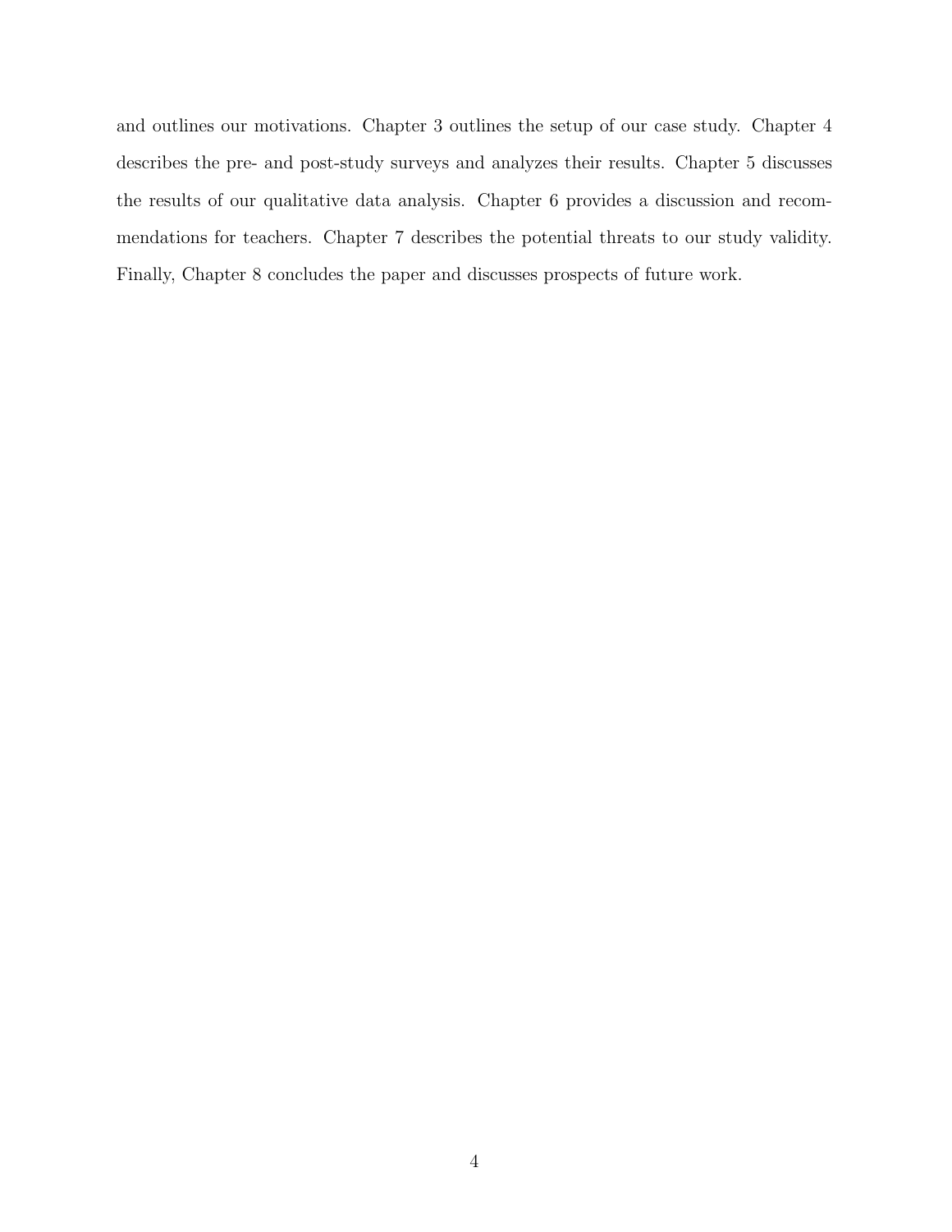and outlines our motivations. Chapter 3 outlines the setup of our case study. Chapter 4 describes the pre- and post-study surveys and analyzes their results. Chapter 5 discusses the results of our qualitative data analysis. Chapter 6 provides a discussion and recommendations for teachers. Chapter 7 describes the potential threats to our study validity. Finally, Chapter 8 concludes the paper and discusses prospects of future work.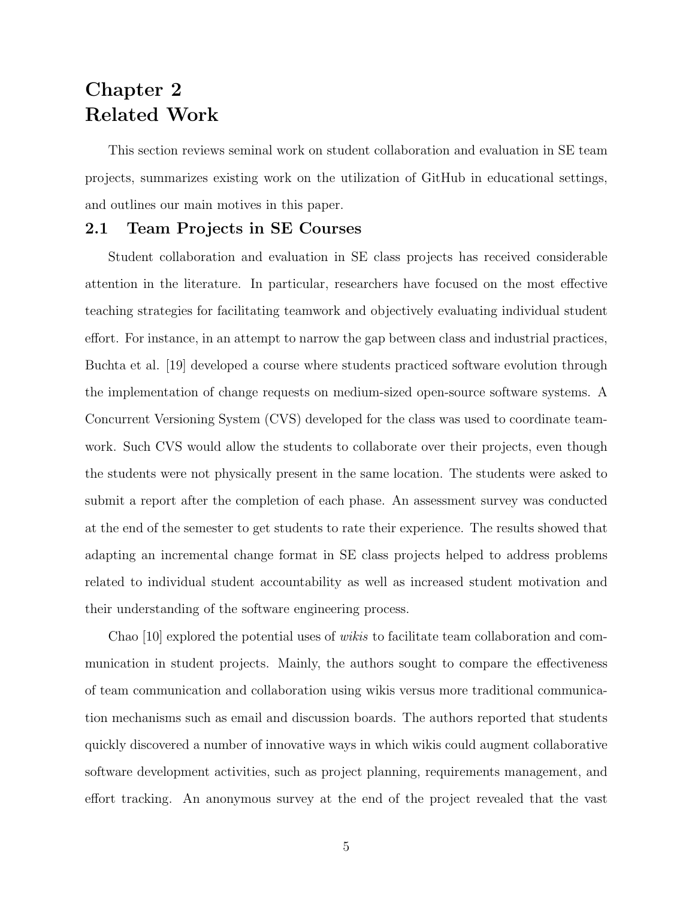# Chapter 2
# Related Work

This section reviews seminal work on student collaboration and evaluation in SE team projects, summarizes existing work on the utilization of GitHub in educational settings, and outlines our main motives in this paper.

## 2.1 Team Projects in SE Courses

Student collaboration and evaluation in SE class projects has received considerable attention in the literature. In particular, researchers have focused on the most effective teaching strategies for facilitating teamwork and objectively evaluating individual student effort. For instance, in an attempt to narrow the gap between class and industrial practices, Buchta et al. [19] developed a course where students practiced software evolution through the implementation of change requests on medium-sized open-source software systems. A Concurrent Versioning System (CVS) developed for the class was used to coordinate teamwork. Such CVS would allow the students to collaborate over their projects, even though the students were not physically present in the same location. The students were asked to submit a report after the completion of each phase. An assessment survey was conducted at the end of the semester to get students to rate their experience. The results showed that adapting an incremental change format in SE class projects helped to address problems related to individual student accountability as well as increased student motivation and their understanding of the software engineering process.

Chao [10] explored the potential uses of *wikis* to facilitate team collaboration and communication in student projects. Mainly, the authors sought to compare the effectiveness of team communication and collaboration using wikis versus more traditional communication mechanisms such as email and discussion boards. The authors reported that students quickly discovered a number of innovative ways in which wikis could augment collaborative software development activities, such as project planning, requirements management, and effort tracking. An anonymous survey at the end of the project revealed that the vast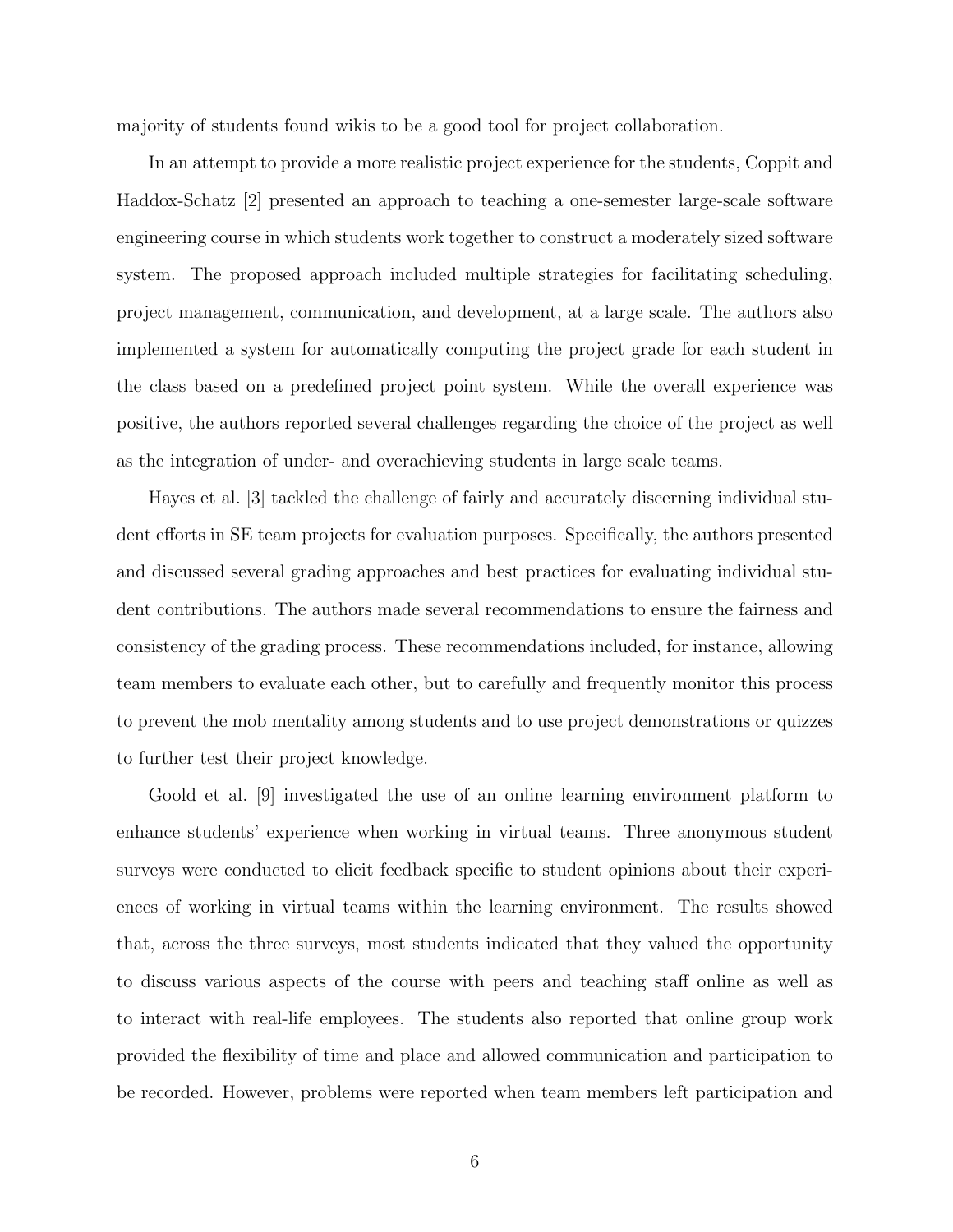majority of students found wikis to be a good tool for project collaboration.

In an attempt to provide a more realistic project experience for the students, Coppit and Haddox-Schatz [2] presented an approach to teaching a one-semester large-scale software engineering course in which students work together to construct a moderately sized software system. The proposed approach included multiple strategies for facilitating scheduling, project management, communication, and development, at a large scale. The authors also implemented a system for automatically computing the project grade for each student in the class based on a predefined project point system. While the overall experience was positive, the authors reported several challenges regarding the choice of the project as well as the integration of under- and overachieving students in large scale teams.

Hayes et al. [3] tackled the challenge of fairly and accurately discerning individual student efforts in SE team projects for evaluation purposes. Specifically, the authors presented and discussed several grading approaches and best practices for evaluating individual student contributions. The authors made several recommendations to ensure the fairness and consistency of the grading process. These recommendations included, for instance, allowing team members to evaluate each other, but to carefully and frequently monitor this process to prevent the mob mentality among students and to use project demonstrations or quizzes to further test their project knowledge.

Goold et al. [9] investigated the use of an online learning environment platform to enhance students' experience when working in virtual teams. Three anonymous student surveys were conducted to elicit feedback specific to student opinions about their experiences of working in virtual teams within the learning environment. The results showed that, across the three surveys, most students indicated that they valued the opportunity to discuss various aspects of the course with peers and teaching staff online as well as to interact with real-life employees. The students also reported that online group work provided the flexibility of time and place and allowed communication and participation to be recorded. However, problems were reported when team members left participation and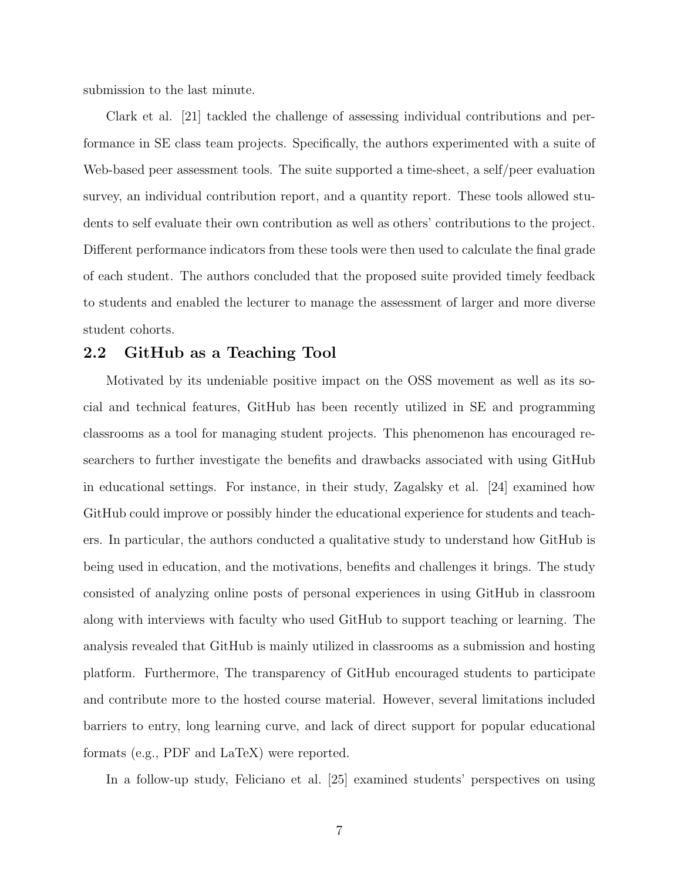submission to the last minute.

Clark et al. [21] tackled the challenge of assessing individual contributions and performance in SE class team projects. Specifically, the authors experimented with a suite of Web-based peer assessment tools. The suite supported a time-sheet, a self/peer evaluation survey, an individual contribution report, and a quantity report. These tools allowed students to self evaluate their own contribution as well as others' contributions to the project. Different performance indicators from these tools were then used to calculate the final grade of each student. The authors concluded that the proposed suite provided timely feedback to students and enabled the lecturer to manage the assessment of larger and more diverse student cohorts.

## 2.2 GitHub as a Teaching Tool

Motivated by its undeniable positive impact on the OSS movement as well as its social and technical features, GitHub has been recently utilized in SE and programming classrooms as a tool for managing student projects. This phenomenon has encouraged researchers to further investigate the benefits and drawbacks associated with using GitHub in educational settings. For instance, in their study, Zagalsky et al. [24] examined how GitHub could improve or possibly hinder the educational experience for students and teachers. In particular, the authors conducted a qualitative study to understand how GitHub is being used in education, and the motivations, benefits and challenges it brings. The study consisted of analyzing online posts of personal experiences in using GitHub in classroom along with interviews with faculty who used GitHub to support teaching or learning. The analysis revealed that GitHub is mainly utilized in classrooms as a submission and hosting platform. Furthermore, The transparency of GitHub encouraged students to participate and contribute more to the hosted course material. However, several limitations included barriers to entry, long learning curve, and lack of direct support for popular educational formats (e.g., PDF and LaTeX) were reported.

In a follow-up study, Feliciano et al. [25] examined students' perspectives on using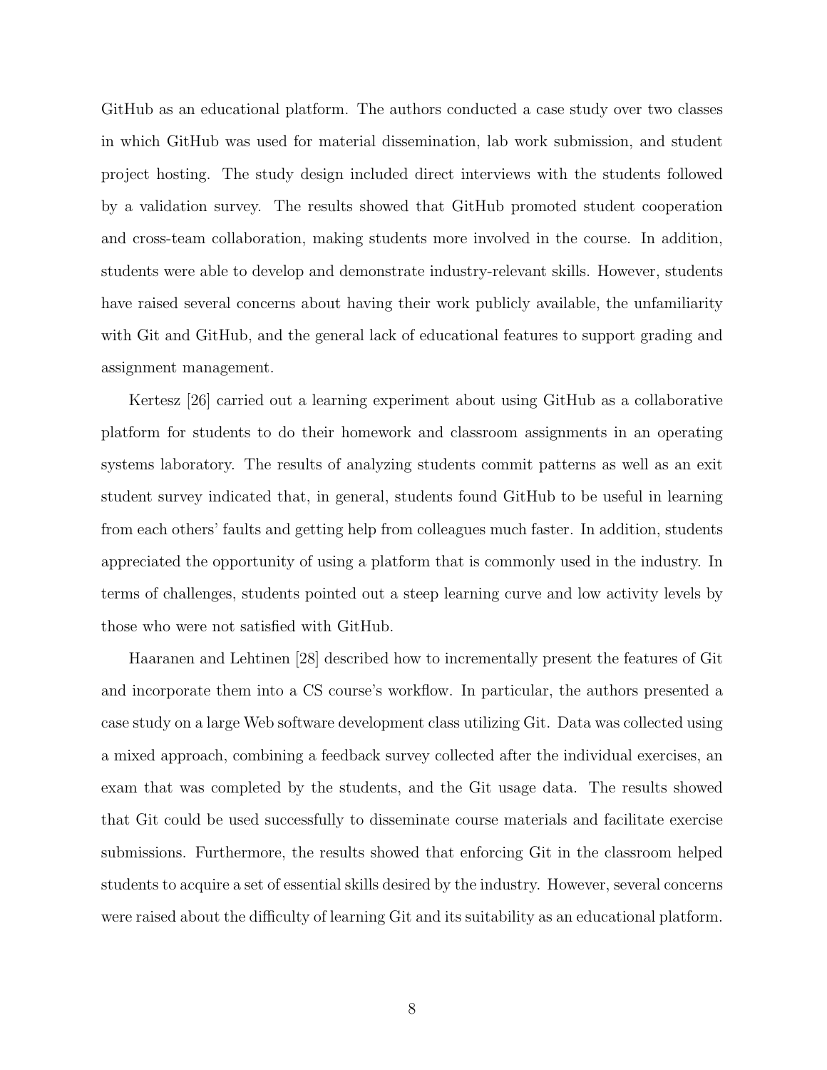GitHub as an educational platform. The authors conducted a case study over two classes in which GitHub was used for material dissemination, lab work submission, and student project hosting. The study design included direct interviews with the students followed by a validation survey. The results showed that GitHub promoted student cooperation and cross-team collaboration, making students more involved in the course. In addition, students were able to develop and demonstrate industry-relevant skills. However, students have raised several concerns about having their work publicly available, the unfamiliarity with Git and GitHub, and the general lack of educational features to support grading and assignment management.

Kertesz [26] carried out a learning experiment about using GitHub as a collaborative platform for students to do their homework and classroom assignments in an operating systems laboratory. The results of analyzing students commit patterns as well as an exit student survey indicated that, in general, students found GitHub to be useful in learning from each others' faults and getting help from colleagues much faster. In addition, students appreciated the opportunity of using a platform that is commonly used in the industry. In terms of challenges, students pointed out a steep learning curve and low activity levels by those who were not satisfied with GitHub.

Haaranen and Lehtinen [28] described how to incrementally present the features of Git and incorporate them into a CS course's workflow. In particular, the authors presented a case study on a large Web software development class utilizing Git. Data was collected using a mixed approach, combining a feedback survey collected after the individual exercises, an exam that was completed by the students, and the Git usage data. The results showed that Git could be used successfully to disseminate course materials and facilitate exercise submissions. Furthermore, the results showed that enforcing Git in the classroom helped students to acquire a set of essential skills desired by the industry. However, several concerns were raised about the difficulty of learning Git and its suitability as an educational platform.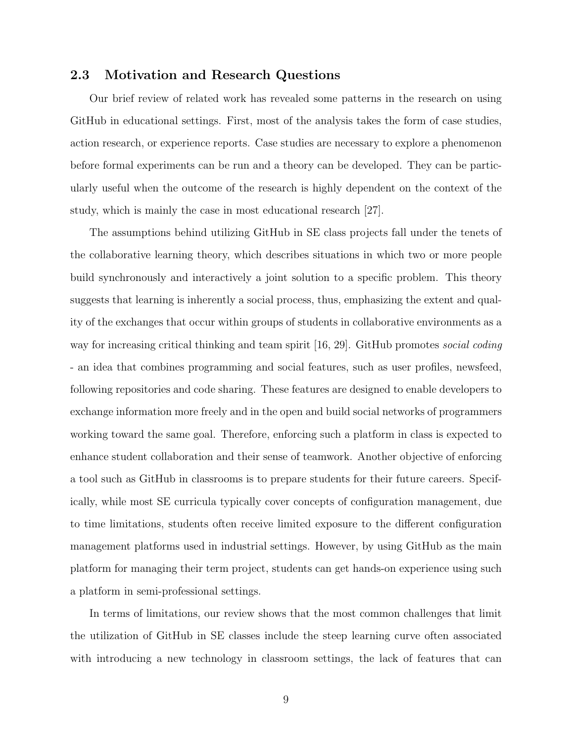## 2.3 Motivation and Research Questions

Our brief review of related work has revealed some patterns in the research on using GitHub in educational settings. First, most of the analysis takes the form of case studies, action research, or experience reports. Case studies are necessary to explore a phenomenon before formal experiments can be run and a theory can be developed. They can be particularly useful when the outcome of the research is highly dependent on the context of the study, which is mainly the case in most educational research [27].

The assumptions behind utilizing GitHub in SE class projects fall under the tenets of the collaborative learning theory, which describes situations in which two or more people build synchronously and interactively a joint solution to a specific problem. This theory suggests that learning is inherently a social process, thus, emphasizing the extent and quality of the exchanges that occur within groups of students in collaborative environments as a way for increasing critical thinking and team spirit [16, 29]. GitHub promotes *social coding* - an idea that combines programming and social features, such as user profiles, newsfeed, following repositories and code sharing. These features are designed to enable developers to exchange information more freely and in the open and build social networks of programmers working toward the same goal. Therefore, enforcing such a platform in class is expected to enhance student collaboration and their sense of teamwork. Another objective of enforcing a tool such as GitHub in classrooms is to prepare students for their future careers. Specifically, while most SE curricula typically cover concepts of configuration management, due to time limitations, students often receive limited exposure to the different configuration management platforms used in industrial settings. However, by using GitHub as the main platform for managing their term project, students can get hands-on experience using such a platform in semi-professional settings.

In terms of limitations, our review shows that the most common challenges that limit the utilization of GitHub in SE classes include the steep learning curve often associated with introducing a new technology in classroom settings, the lack of features that can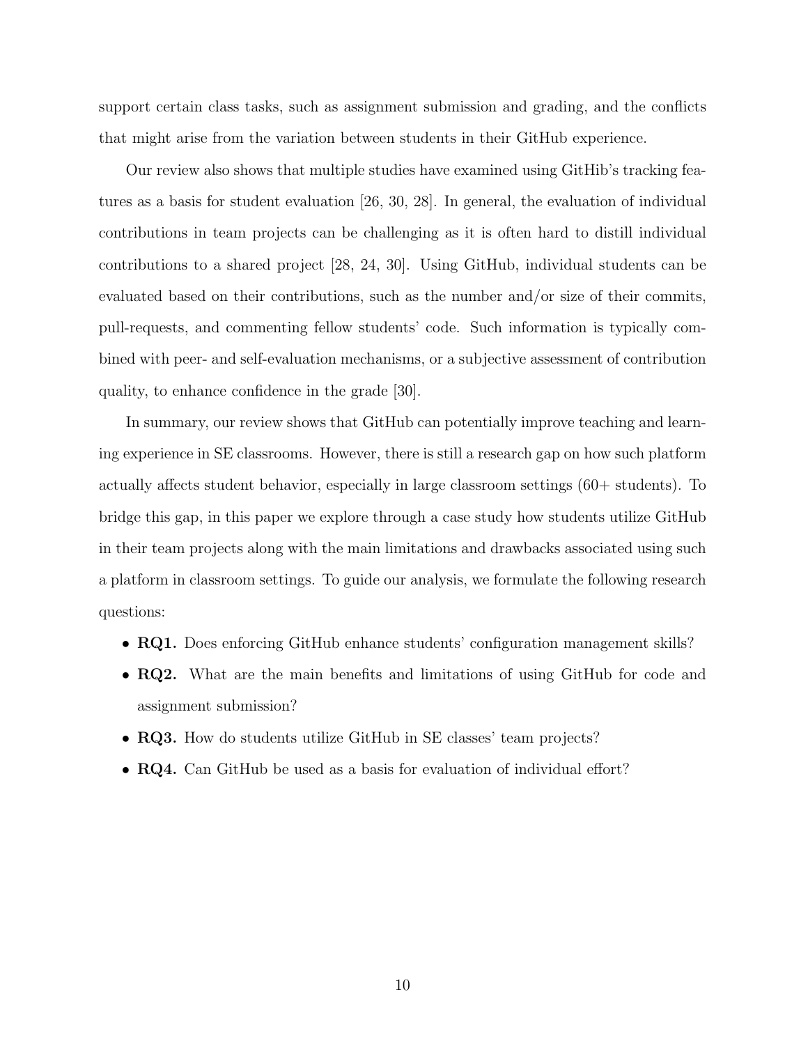support certain class tasks, such as assignment submission and grading, and the conflicts that might arise from the variation between students in their GitHub experience.

Our review also shows that multiple studies have examined using GitHib's tracking features as a basis for student evaluation [26, 30, 28]. In general, the evaluation of individual contributions in team projects can be challenging as it is often hard to distill individual contributions to a shared project [28, 24, 30]. Using GitHub, individual students can be evaluated based on their contributions, such as the number and/or size of their commits, pull-requests, and commenting fellow students' code. Such information is typically combined with peer- and self-evaluation mechanisms, or a subjective assessment of contribution quality, to enhance confidence in the grade [30].

In summary, our review shows that GitHub can potentially improve teaching and learning experience in SE classrooms. However, there is still a research gap on how such platform actually affects student behavior, especially in large classroom settings (60+ students). To bridge this gap, in this paper we explore through a case study how students utilize GitHub in their team projects along with the main limitations and drawbacks associated using such a platform in classroom settings. To guide our analysis, we formulate the following research questions:

- **RQ1.** Does enforcing GitHub enhance students' configuration management skills?
- **RQ2.** What are the main benefits and limitations of using GitHub for code and assignment submission?
- **RQ3.** How do students utilize GitHub in SE classes' team projects?
- **RQ4.** Can GitHub be used as a basis for evaluation of individual effort?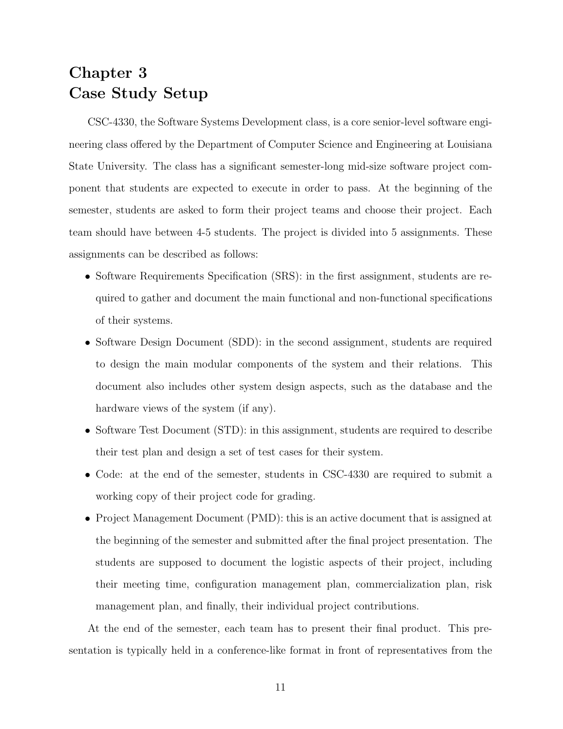# Chapter 3
# Case Study Setup

CSC-4330, the Software Systems Development class, is a core senior-level software engineering class offered by the Department of Computer Science and Engineering at Louisiana State University. The class has a significant semester-long mid-size software project component that students are expected to execute in order to pass. At the beginning of the semester, students are asked to form their project teams and choose their project. Each team should have between 4-5 students. The project is divided into 5 assignments. These assignments can be described as follows:

- Software Requirements Specification (SRS): in the first assignment, students are required to gather and document the main functional and non-functional specifications of their systems.
- Software Design Document (SDD): in the second assignment, students are required to design the main modular components of the system and their relations. This document also includes other system design aspects, such as the database and the hardware views of the system (if any).
- Software Test Document (STD): in this assignment, students are required to describe their test plan and design a set of test cases for their system.
- Code: at the end of the semester, students in CSC-4330 are required to submit a working copy of their project code for grading.
- Project Management Document (PMD): this is an active document that is assigned at the beginning of the semester and submitted after the final project presentation. The students are supposed to document the logistic aspects of their project, including their meeting time, configuration management plan, commercialization plan, risk management plan, and finally, their individual project contributions.

At the end of the semester, each team has to present their final product. This presentation is typically held in a conference-like format in front of representatives from the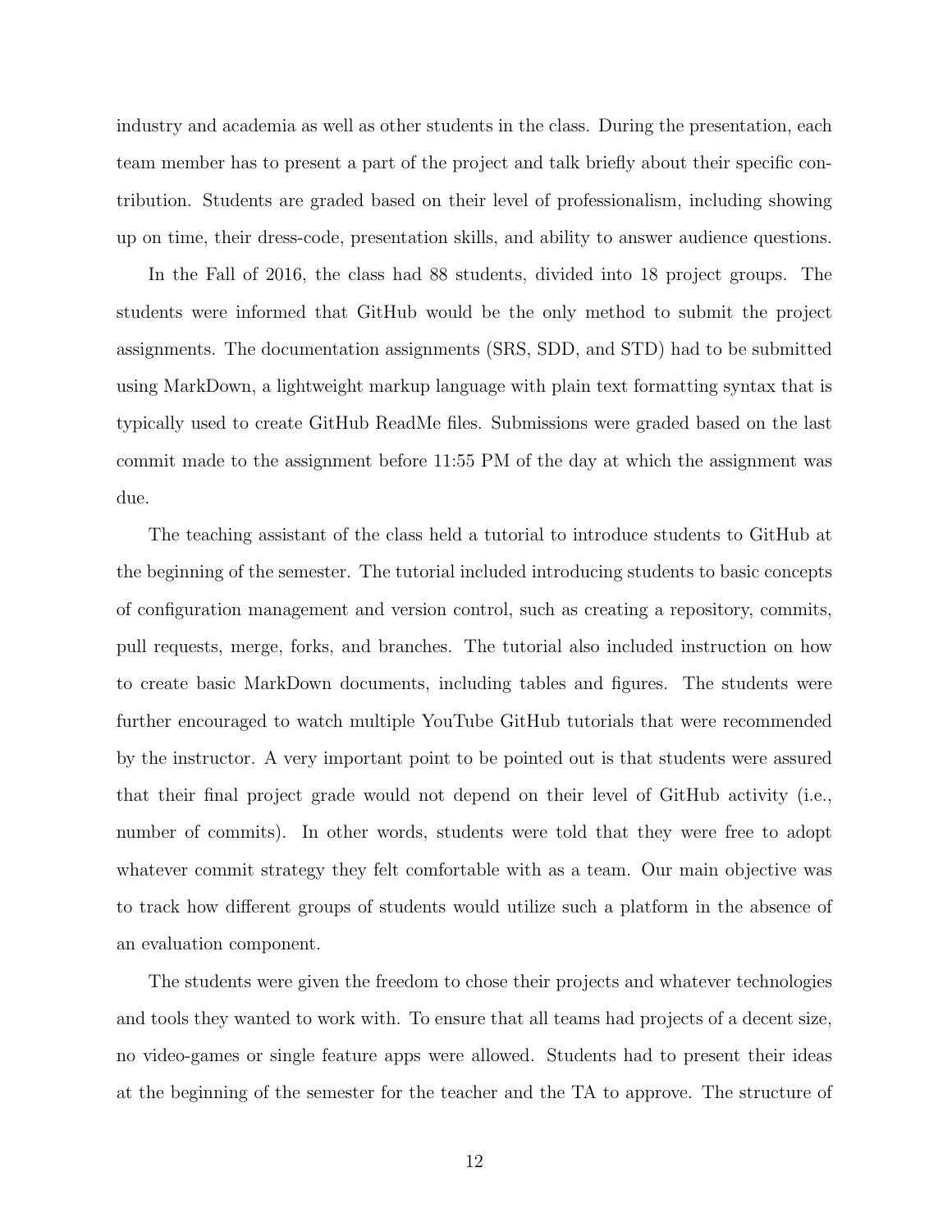industry and academia as well as other students in the class. During the presentation, each team member has to present a part of the project and talk briefly about their specific contribution. Students are graded based on their level of professionalism, including showing up on time, their dress-code, presentation skills, and ability to answer audience questions.

In the Fall of 2016, the class had 88 students, divided into 18 project groups. The students were informed that GitHub would be the only method to submit the project assignments. The documentation assignments (SRS, SDD, and STD) had to be submitted using MarkDown, a lightweight markup language with plain text formatting syntax that is typically used to create GitHub ReadMe files. Submissions were graded based on the last commit made to the assignment before 11:55 PM of the day at which the assignment was due.

The teaching assistant of the class held a tutorial to introduce students to GitHub at the beginning of the semester. The tutorial included introducing students to basic concepts of configuration management and version control, such as creating a repository, commits, pull requests, merge, forks, and branches. The tutorial also included instruction on how to create basic MarkDown documents, including tables and figures. The students were further encouraged to watch multiple YouTube GitHub tutorials that were recommended by the instructor. A very important point to be pointed out is that students were assured that their final project grade would not depend on their level of GitHub activity (i.e., number of commits). In other words, students were told that they were free to adopt whatever commit strategy they felt comfortable with as a team. Our main objective was to track how different groups of students would utilize such a platform in the absence of an evaluation component.

The students were given the freedom to chose their projects and whatever technologies and tools they wanted to work with. To ensure that all teams had projects of a decent size, no video-games or single feature apps were allowed. Students had to present their ideas at the beginning of the semester for the teacher and the TA to approve. The structure of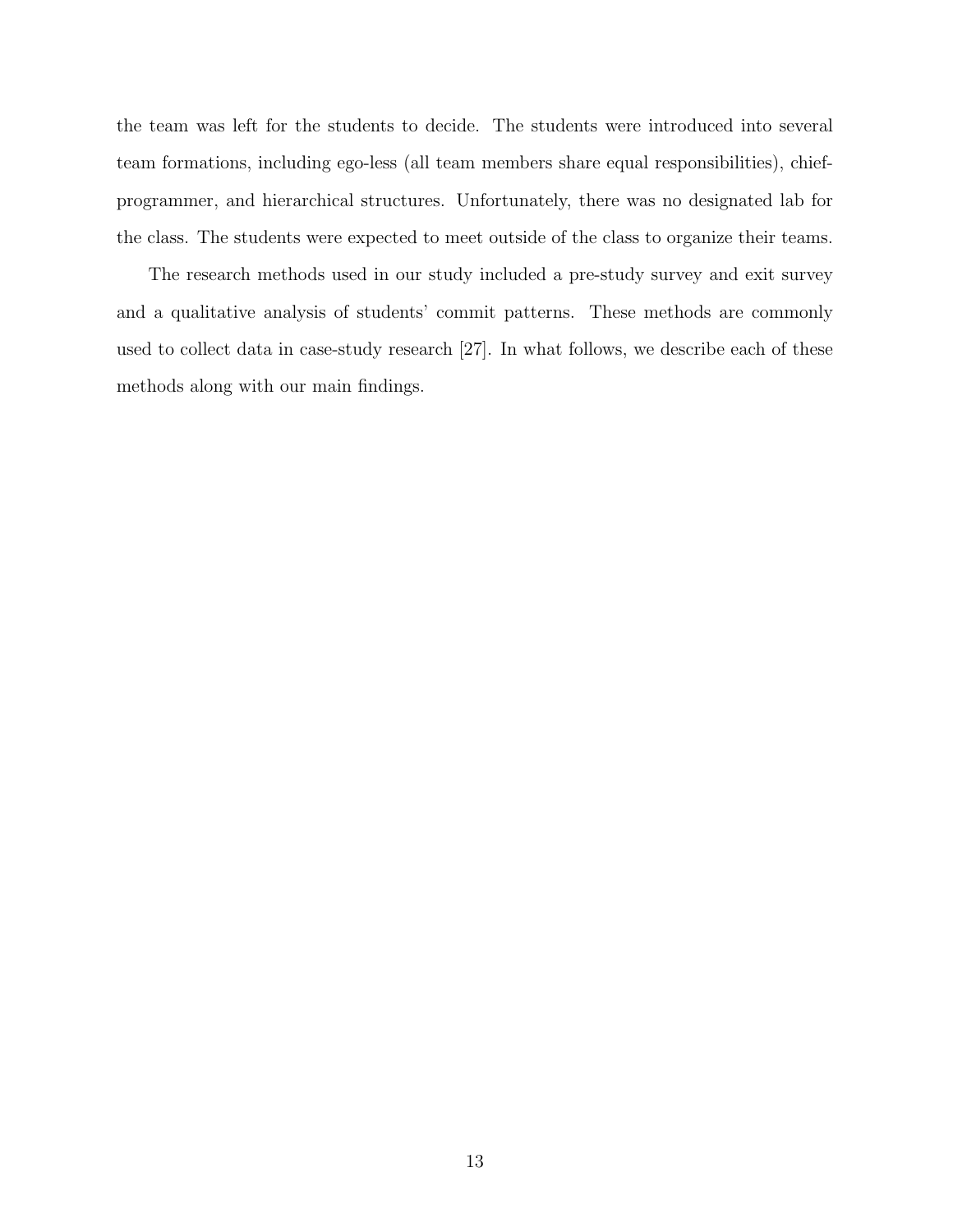the team was left for the students to decide. The students were introduced into several team formations, including ego-less (all team members share equal responsibilities), chief-programmer, and hierarchical structures. Unfortunately, there was no designated lab for the class. The students were expected to meet outside of the class to organize their teams.

The research methods used in our study included a pre-study survey and exit survey and a qualitative analysis of students' commit patterns. These methods are commonly used to collect data in case-study research [27]. In what follows, we describe each of these methods along with our main findings.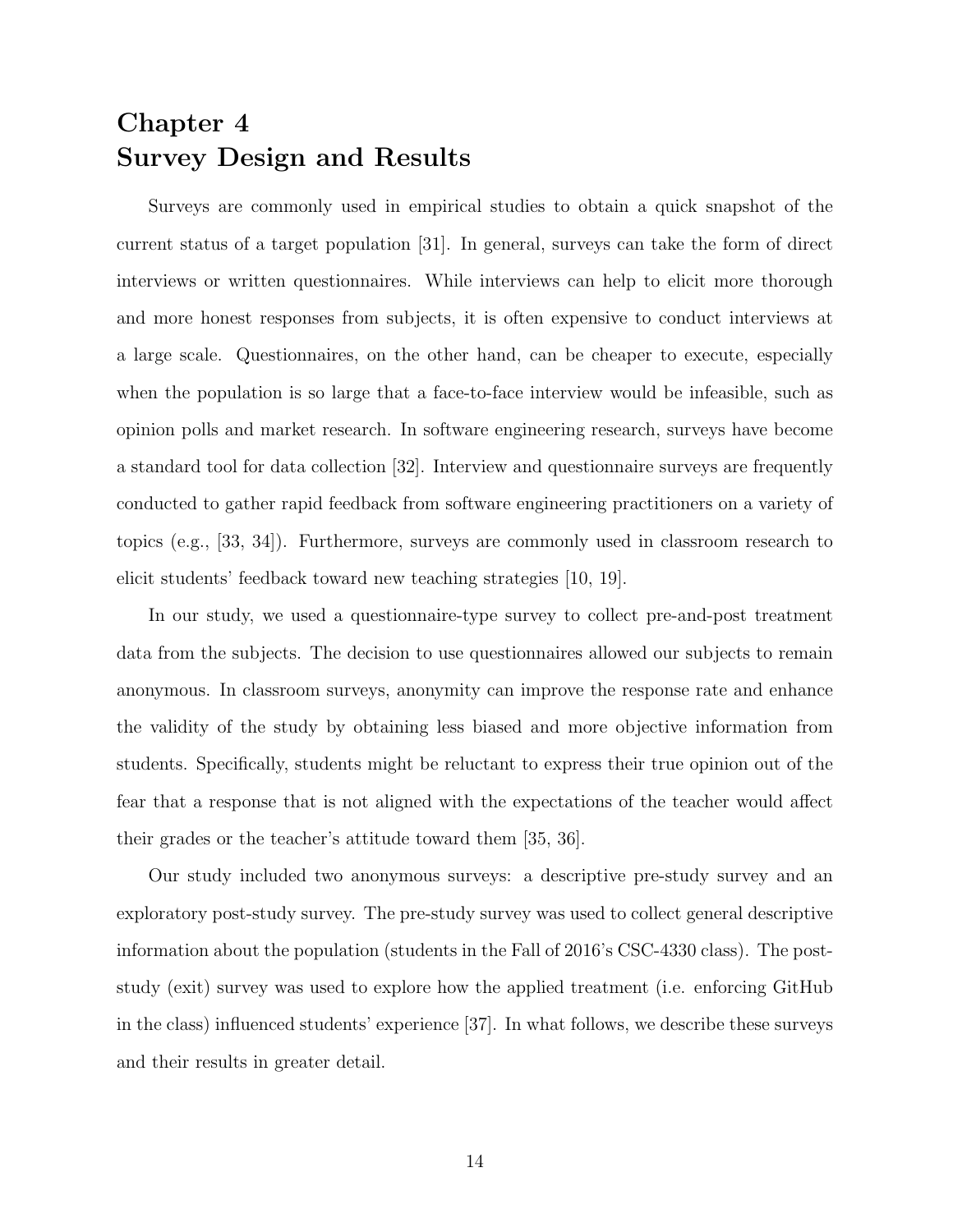# Chapter 4
# Survey Design and Results

Surveys are commonly used in empirical studies to obtain a quick snapshot of the current status of a target population [31]. In general, surveys can take the form of direct interviews or written questionnaires. While interviews can help to elicit more thorough and more honest responses from subjects, it is often expensive to conduct interviews at a large scale. Questionnaires, on the other hand, can be cheaper to execute, especially when the population is so large that a face-to-face interview would be infeasible, such as opinion polls and market research. In software engineering research, surveys have become a standard tool for data collection [32]. Interview and questionnaire surveys are frequently conducted to gather rapid feedback from software engineering practitioners on a variety of topics (e.g., [33, 34]). Furthermore, surveys are commonly used in classroom research to elicit students' feedback toward new teaching strategies [10, 19].

In our study, we used a questionnaire-type survey to collect pre-and-post treatment data from the subjects. The decision to use questionnaires allowed our subjects to remain anonymous. In classroom surveys, anonymity can improve the response rate and enhance the validity of the study by obtaining less biased and more objective information from students. Specifically, students might be reluctant to express their true opinion out of the fear that a response that is not aligned with the expectations of the teacher would affect their grades or the teacher's attitude toward them [35, 36].

Our study included two anonymous surveys: a descriptive pre-study survey and an exploratory post-study survey. The pre-study survey was used to collect general descriptive information about the population (students in the Fall of 2016's CSC-4330 class). The post-study (exit) survey was used to explore how the applied treatment (i.e. enforcing GitHub in the class) influenced students' experience [37]. In what follows, we describe these surveys and their results in greater detail.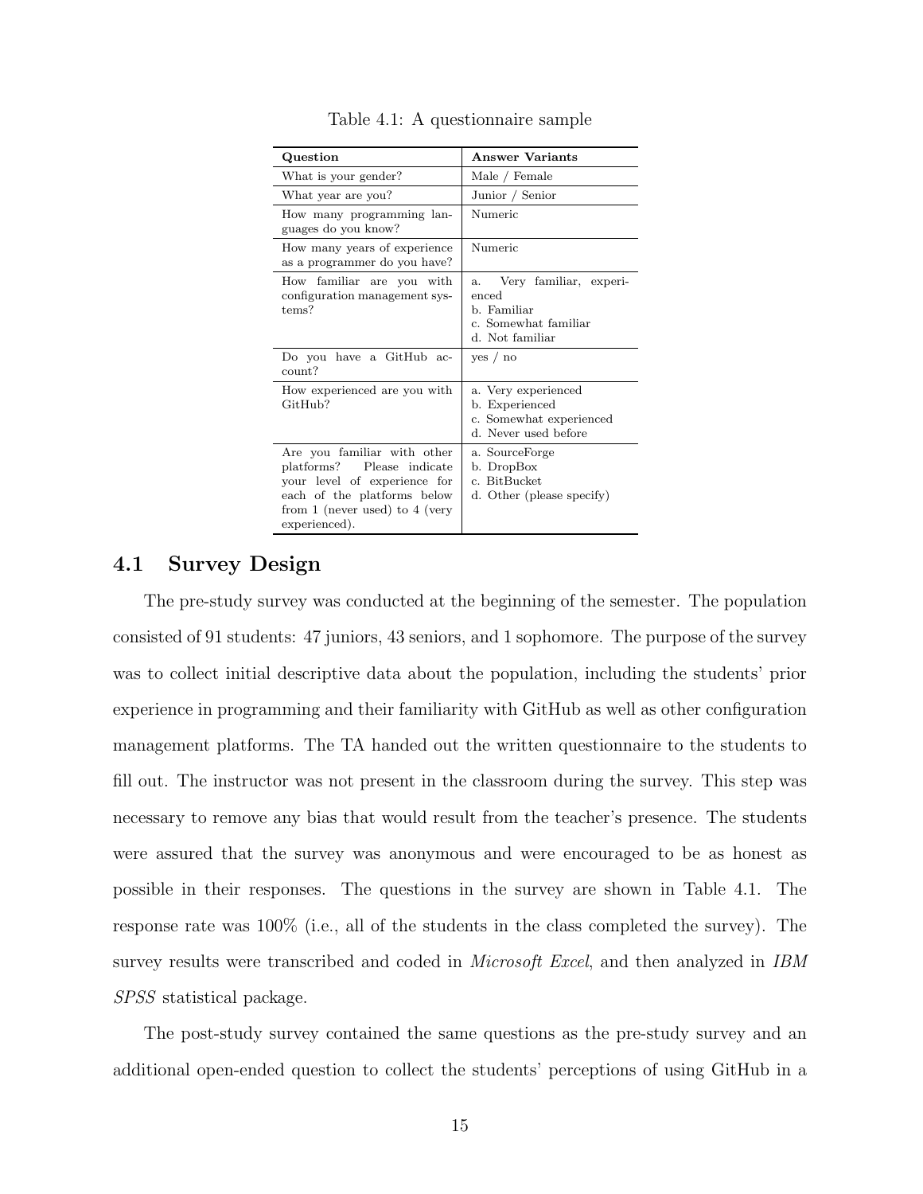Table 4.1: A questionnaire sample

| **Question** | **Answer Variants** |
| --- | --- |
| What is your gender? | Male / Female |
| What year are you? | Junior / Senior |
| How many programming languages do you know? | Numeric |
| How many years of experience as a programmer do you have? | Numeric |
| How familiar are you with configuration management systems? | a. Very familiar, experienced<br>b. Familiar<br>c. Somewhat familiar<br>d. Not familiar |
| Do you have a GitHub account? | yes / no |
| How experienced are you with GitHub? | a. Very experienced<br>b. Experienced<br>c. Somewhat experienced<br>d. Never used before |
| Are you familiar with other platforms? Please indicate your level of experience for each of the platforms below from 1 (never used) to 4 (very experienced). | a. SourceForge<br>b. DropBox<br>c. BitBucket<br>d. Other (please specify) |

## 4.1 Survey Design

The pre-study survey was conducted at the beginning of the semester. The population consisted of 91 students: 47 juniors, 43 seniors, and 1 sophomore. The purpose of the survey was to collect initial descriptive data about the population, including the students' prior experience in programming and their familiarity with GitHub as well as other configuration management platforms. The TA handed out the written questionnaire to the students to fill out. The instructor was not present in the classroom during the survey. This step was necessary to remove any bias that would result from the teacher's presence. The students were assured that the survey was anonymous and were encouraged to be as honest as possible in their responses. The questions in the survey are shown in Table 4.1. The response rate was 100% (i.e., all of the students in the class completed the survey). The survey results were transcribed and coded in *Microsoft Excel*, and then analyzed in *IBM SPSS* statistical package.

The post-study survey contained the same questions as the pre-study survey and an additional open-ended question to collect the students' perceptions of using GitHub in a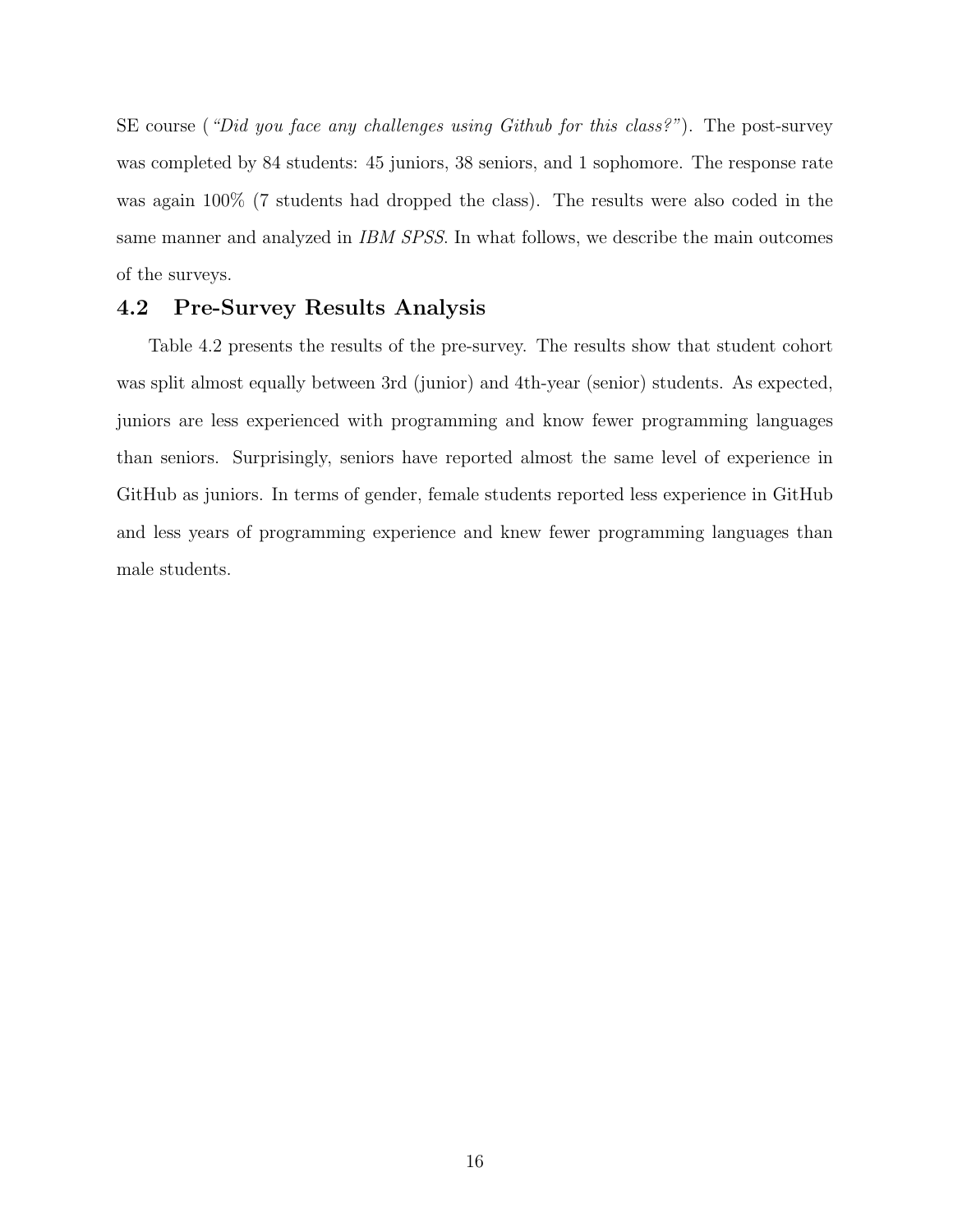SE course (*"Did you face any challenges using Github for this class?"*). The post-survey was completed by 84 students: 45 juniors, 38 seniors, and 1 sophomore. The response rate was again 100% (7 students had dropped the class). The results were also coded in the same manner and analyzed in *IBM SPSS*. In what follows, we describe the main outcomes of the surveys.

## 4.2 Pre-Survey Results Analysis

Table 4.2 presents the results of the pre-survey. The results show that student cohort was split almost equally between 3rd (junior) and 4th-year (senior) students. As expected, juniors are less experienced with programming and know fewer programming languages than seniors. Surprisingly, seniors have reported almost the same level of experience in GitHub as juniors. In terms of gender, female students reported less experience in GitHub and less years of programming experience and knew fewer programming languages than male students.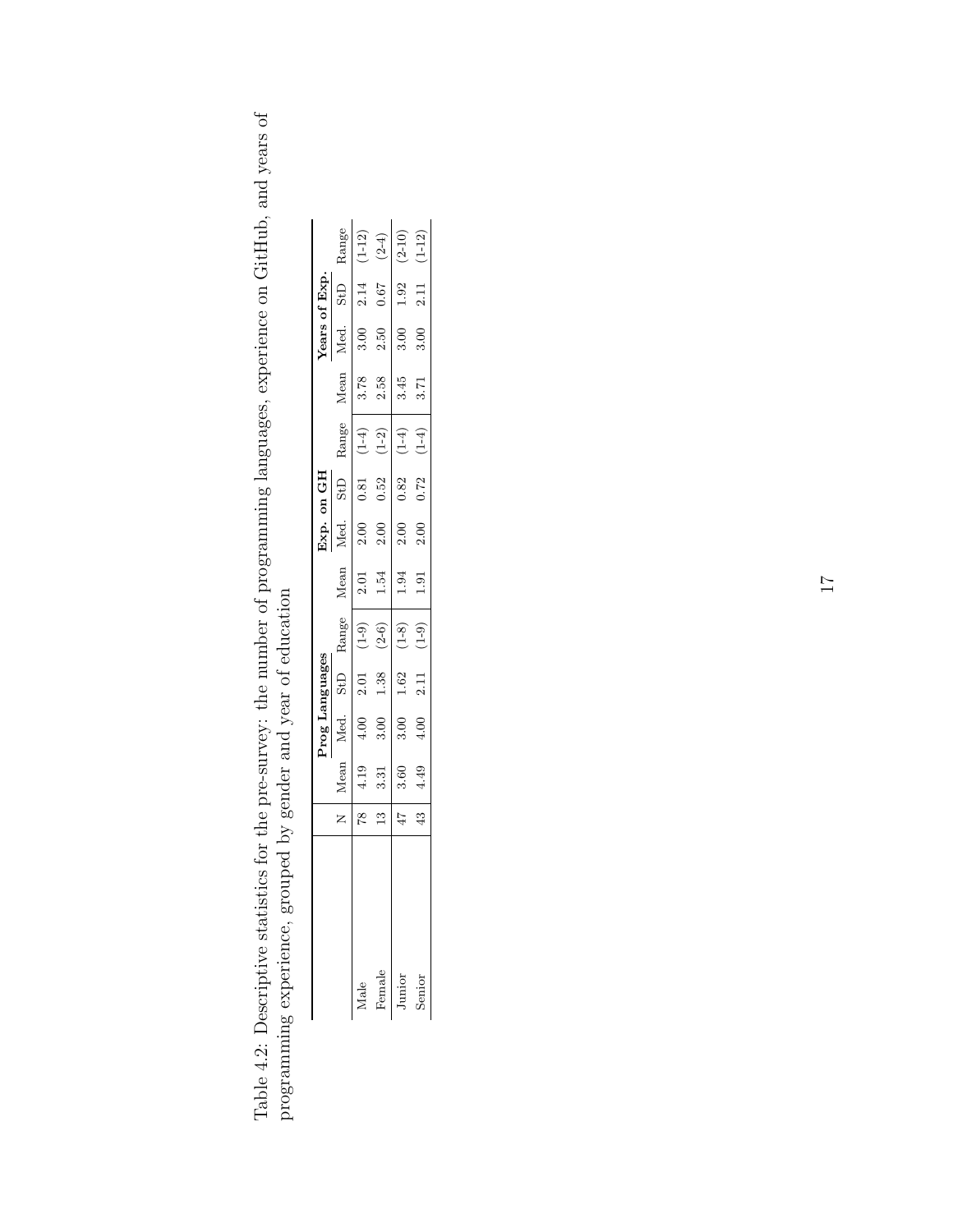Table 4.2: Descriptive statistics for the pre-survey: the number of programming languages, experience on GitHub, and years of programming experience, grouped by gender and year of education

| | N | **Prog Languages** | | | | **Exp. on GH** | | | | **Years of Exp.** | | | |
|---|---|---|---|---|---|---|---|---|---|---|---|---|---|
| | | Mean | Med. | StD | Range | Mean | Med. | StD | Range | Mean | Med. | StD | Range |
| Male | 78 | 4.19 | 4.00 | 2.01 | (1-9) | 2.01 | 2.00 | 0.81 | (1-4) | 3.78 | 3.00 | 2.14 | (1-12) |
| Female | 13 | 3.31 | 3.00 | 1.38 | (2-6) | 1.54 | 2.00 | 0.52 | (1-2) | 2.58 | 2.50 | 0.67 | (2-4) |
| Junior | 47 | 3.60 | 3.00 | 1.62 | (1-8) | 1.94 | 2.00 | 0.82 | (1-4) | 3.45 | 3.00 | 1.92 | (2-10) |
| Senior | 43 | 4.49 | 4.00 | 2.11 | (1-9) | 1.91 | 2.00 | 0.72 | (1-4) | 3.71 | 3.00 | 2.11 | (1-12) |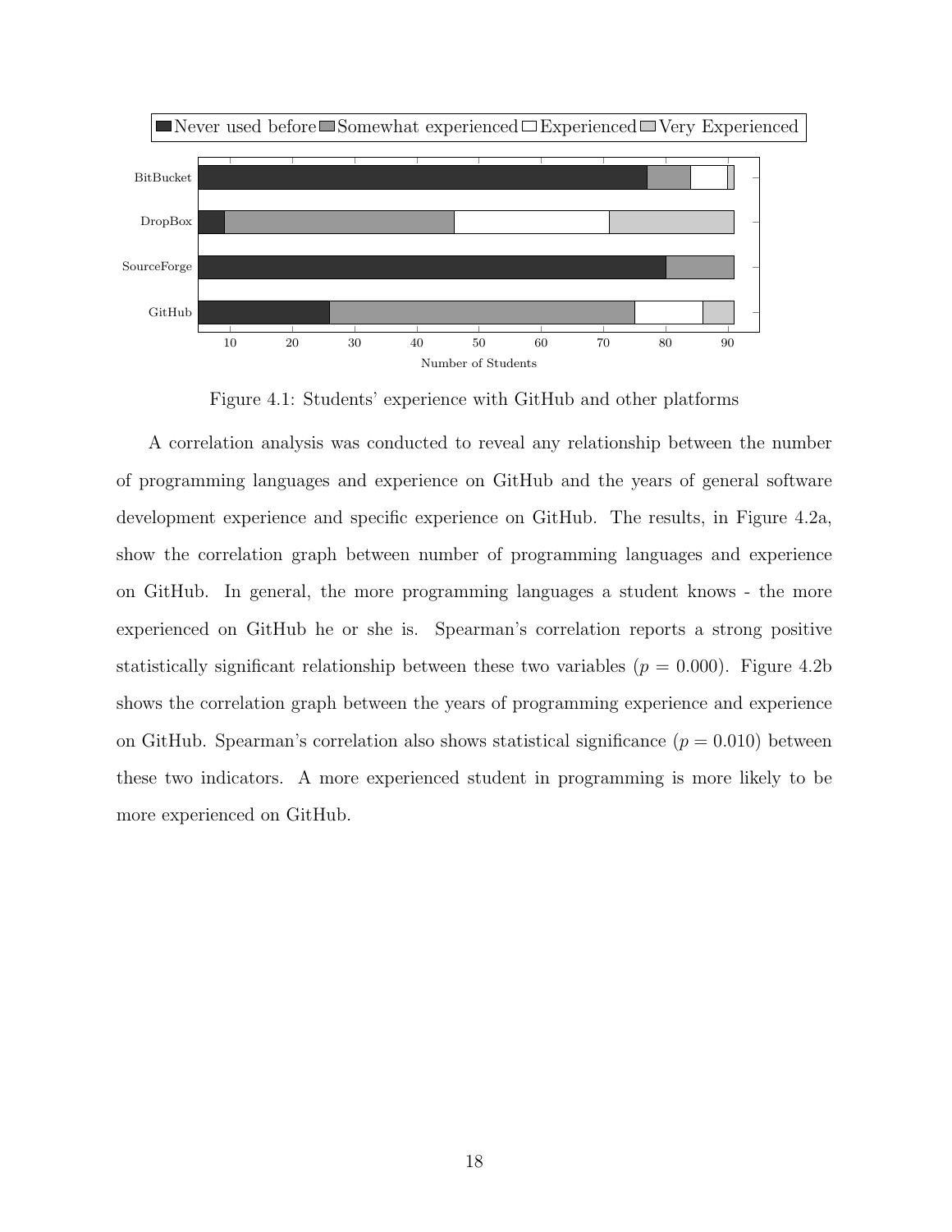Figure 4.1: Students' experience with GitHub and other platforms

A correlation analysis was conducted to reveal any relationship between the number of programming languages and experience on GitHub and the years of general software development experience and specific experience on GitHub. The results, in Figure 4.2a, show the correlation graph between number of programming languages and experience on GitHub. In general, the more programming languages a student knows - the more experienced on GitHub he or she is. Spearman's correlation reports a strong positive statistically significant relationship between these two variables ($p = 0.000$). Figure 4.2b shows the correlation graph between the years of programming experience and experience on GitHub. Spearman's correlation also shows statistical significance ($p = 0.010$) between these two indicators. A more experienced student in programming is more likely to be more experienced on GitHub.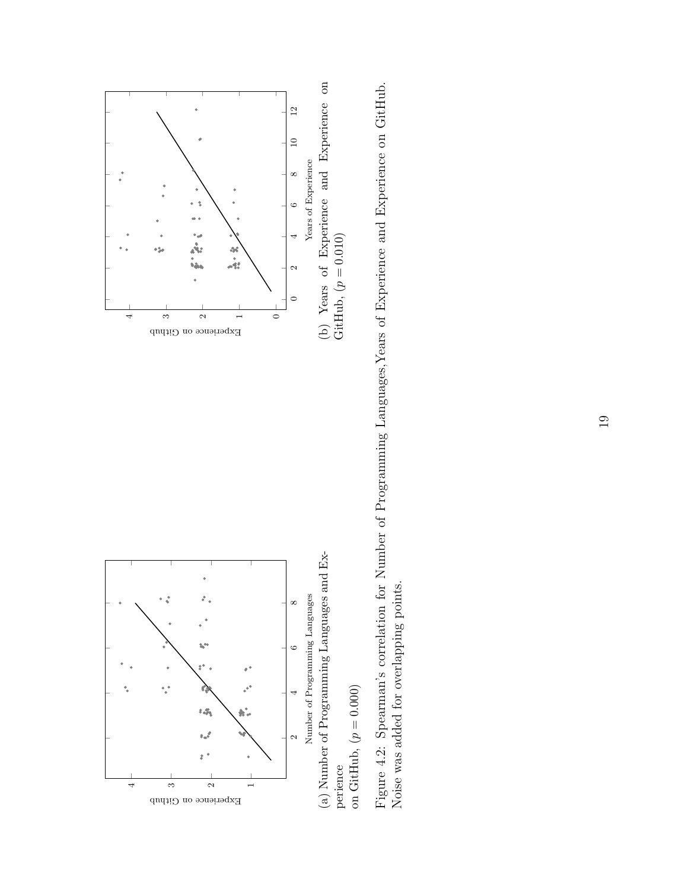(a) Number of Programming Languages and Experience on GitHub, ($p = 0.000$)

(b) Years of Experience and Experience on GitHub, ($p = 0.010$)

Figure 4.2: Spearman's correlation for Number of Programming Languages,Years of Experience and Experience on GitHub. Noise was added for overlapping points.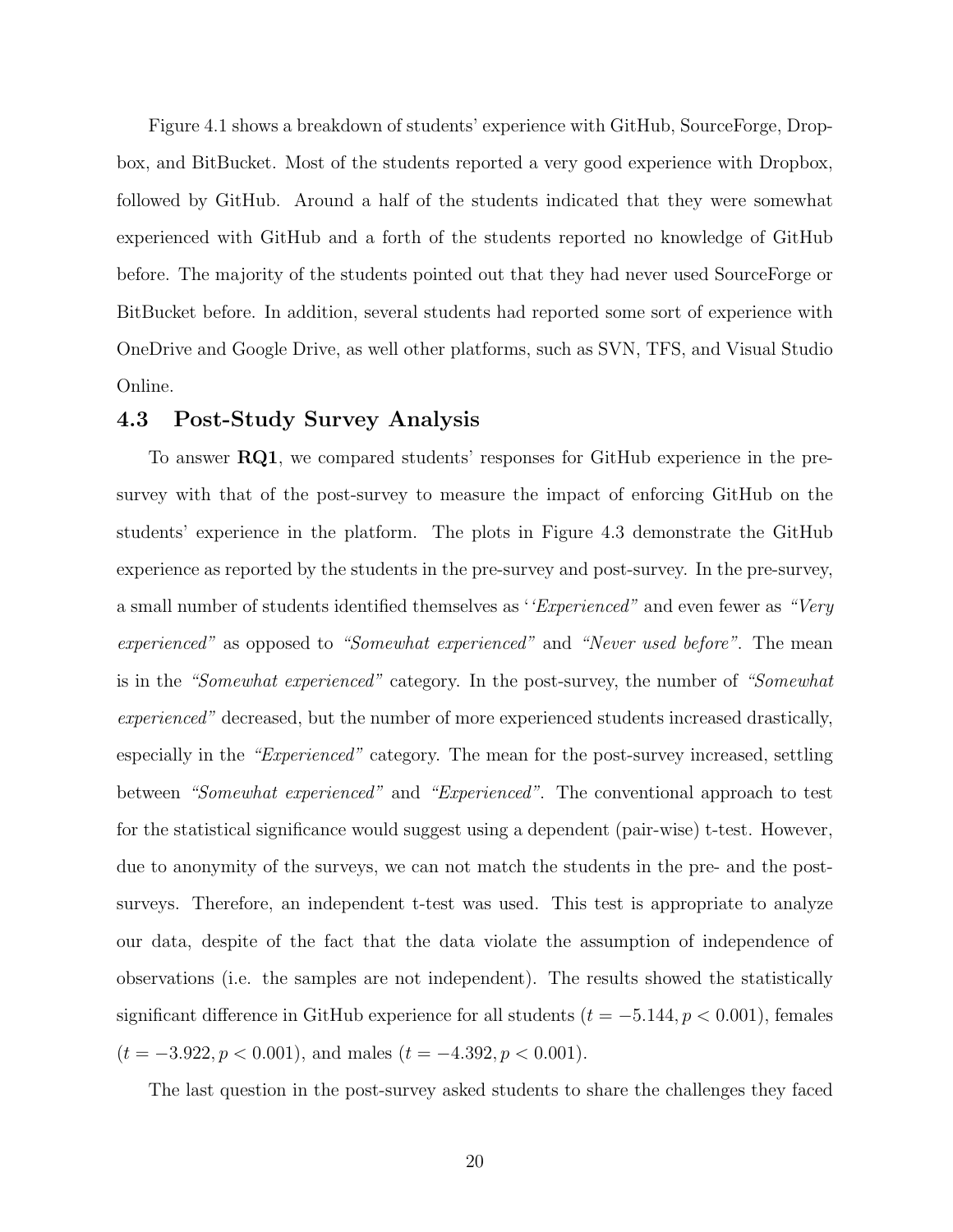Figure 4.1 shows a breakdown of students' experience with GitHub, SourceForge, Dropbox, and BitBucket. Most of the students reported a very good experience with Dropbox, followed by GitHub. Around a half of the students indicated that they were somewhat experienced with GitHub and a forth of the students reported no knowledge of GitHub before. The majority of the students pointed out that they had never used SourceForge or BitBucket before. In addition, several students had reported some sort of experience with OneDrive and Google Drive, as well other platforms, such as SVN, TFS, and Visual Studio Online.

## 4.3 Post-Study Survey Analysis

To answer **RQ1**, we compared students' responses for GitHub experience in the pre-survey with that of the post-survey to measure the impact of enforcing GitHub on the students' experience in the platform. The plots in Figure 4.3 demonstrate the GitHub experience as reported by the students in the pre-survey and post-survey. In the pre-survey, a small number of students identified themselves as '*'Experienced"* and even fewer as *"Very experienced"* as opposed to *"Somewhat experienced"* and *"Never used before"*. The mean is in the *"Somewhat experienced"* category. In the post-survey, the number of *"Somewhat experienced"* decreased, but the number of more experienced students increased drastically, especially in the *"Experienced"* category. The mean for the post-survey increased, settling between *"Somewhat experienced"* and *"Experienced"*. The conventional approach to test for the statistical significance would suggest using a dependent (pair-wise) t-test. However, due to anonymity of the surveys, we can not match the students in the pre- and the post-surveys. Therefore, an independent t-test was used. This test is appropriate to analyze our data, despite of the fact that the data violate the assumption of independence of observations (i.e. the samples are not independent). The results showed the statistically significant difference in GitHub experience for all students ($t = -5.144, p < 0.001$), females ($t = -3.922, p < 0.001$), and males ($t = -4.392, p < 0.001$).

The last question in the post-survey asked students to share the challenges they faced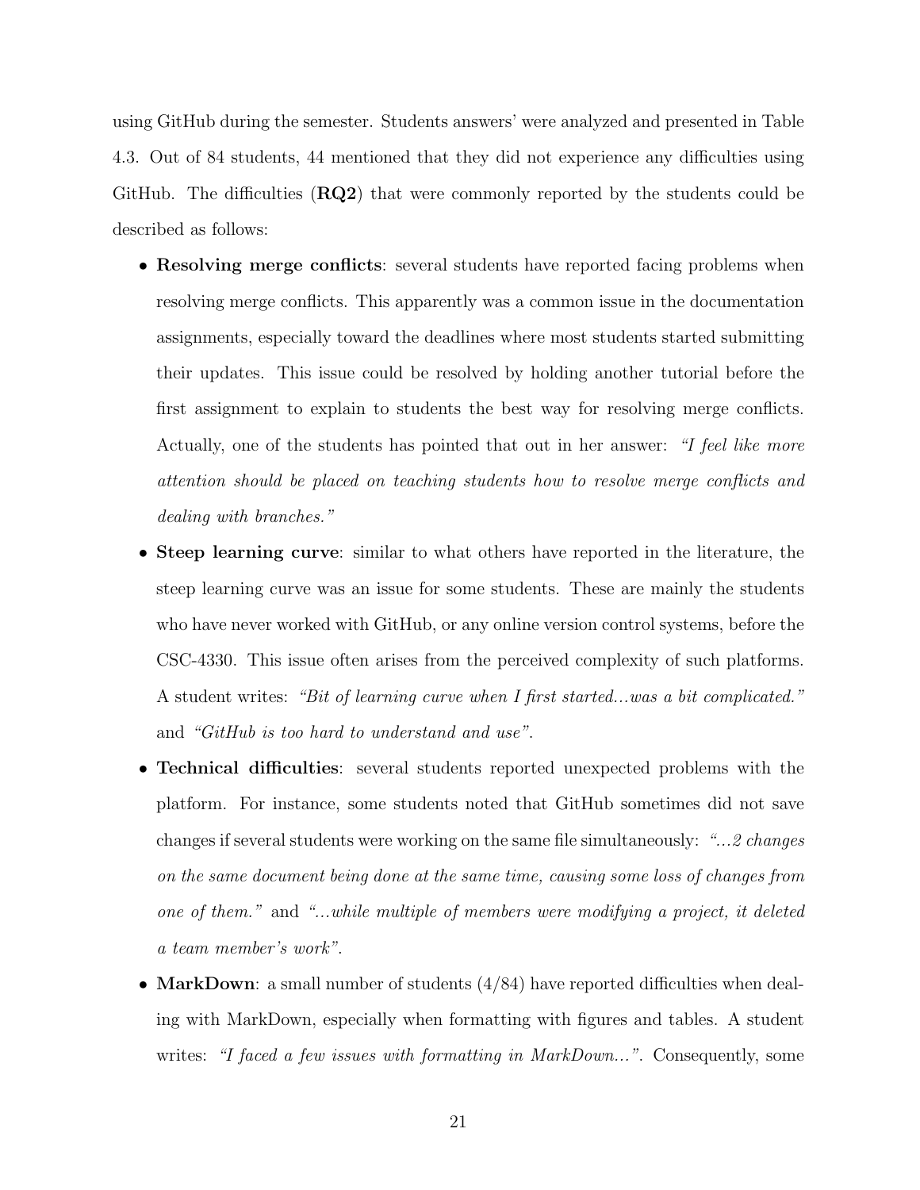using GitHub during the semester. Students answers' were analyzed and presented in Table 4.3. Out of 84 students, 44 mentioned that they did not experience any difficulties using GitHub. The difficulties (**RQ2**) that were commonly reported by the students could be described as follows:

- **Resolving merge conflicts**: several students have reported facing problems when resolving merge conflicts. This apparently was a common issue in the documentation assignments, especially toward the deadlines where most students started submitting their updates. This issue could be resolved by holding another tutorial before the first assignment to explain to students the best way for resolving merge conflicts. Actually, one of the students has pointed that out in her answer: *"I feel like more attention should be placed on teaching students how to resolve merge conflicts and dealing with branches."*
- **Steep learning curve**: similar to what others have reported in the literature, the steep learning curve was an issue for some students. These are mainly the students who have never worked with GitHub, or any online version control systems, before the CSC-4330. This issue often arises from the perceived complexity of such platforms. A student writes: *"Bit of learning curve when I first started...was a bit complicated."* and *"GitHub is too hard to understand and use"*.
- **Technical difficulties**: several students reported unexpected problems with the platform. For instance, some students noted that GitHub sometimes did not save changes if several students were working on the same file simultaneously: *"...2 changes on the same document being done at the same time, causing some loss of changes from one of them."* and *"...while multiple of members were modifying a project, it deleted a team member's work"*.
- **MarkDown**: a small number of students (4/84) have reported difficulties when dealing with MarkDown, especially when formatting with figures and tables. A student writes: *"I faced a few issues with formatting in MarkDown..."*. Consequently, some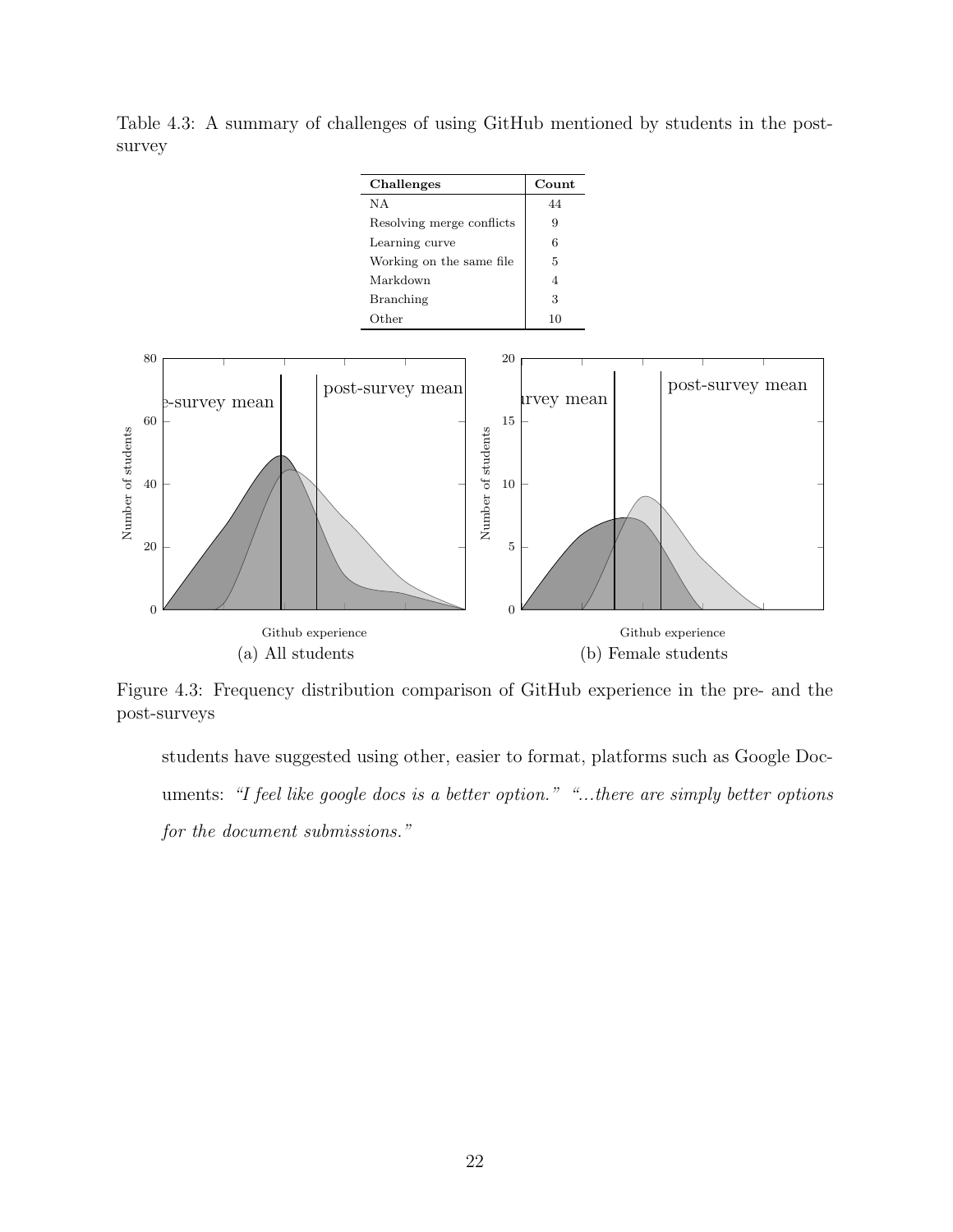Table 4.3: A summary of challenges of using GitHub mentioned by students in the post-survey

| Challenges | Count |
|---|---|
| NA | 44 |
| Resolving merge conflicts | 9 |
| Learning curve | 6 |
| Working on the same file | 5 |
| Markdown | 4 |
| Branching | 3 |
| Other | 10 |

(a) All students

(b) Female students

Figure 4.3: Frequency distribution comparison of GitHub experience in the pre- and the post-surveys

students have suggested using other, easier to format, platforms such as Google Documents: *"I feel like google docs is a better option." "...there are simply better options for the document submissions."*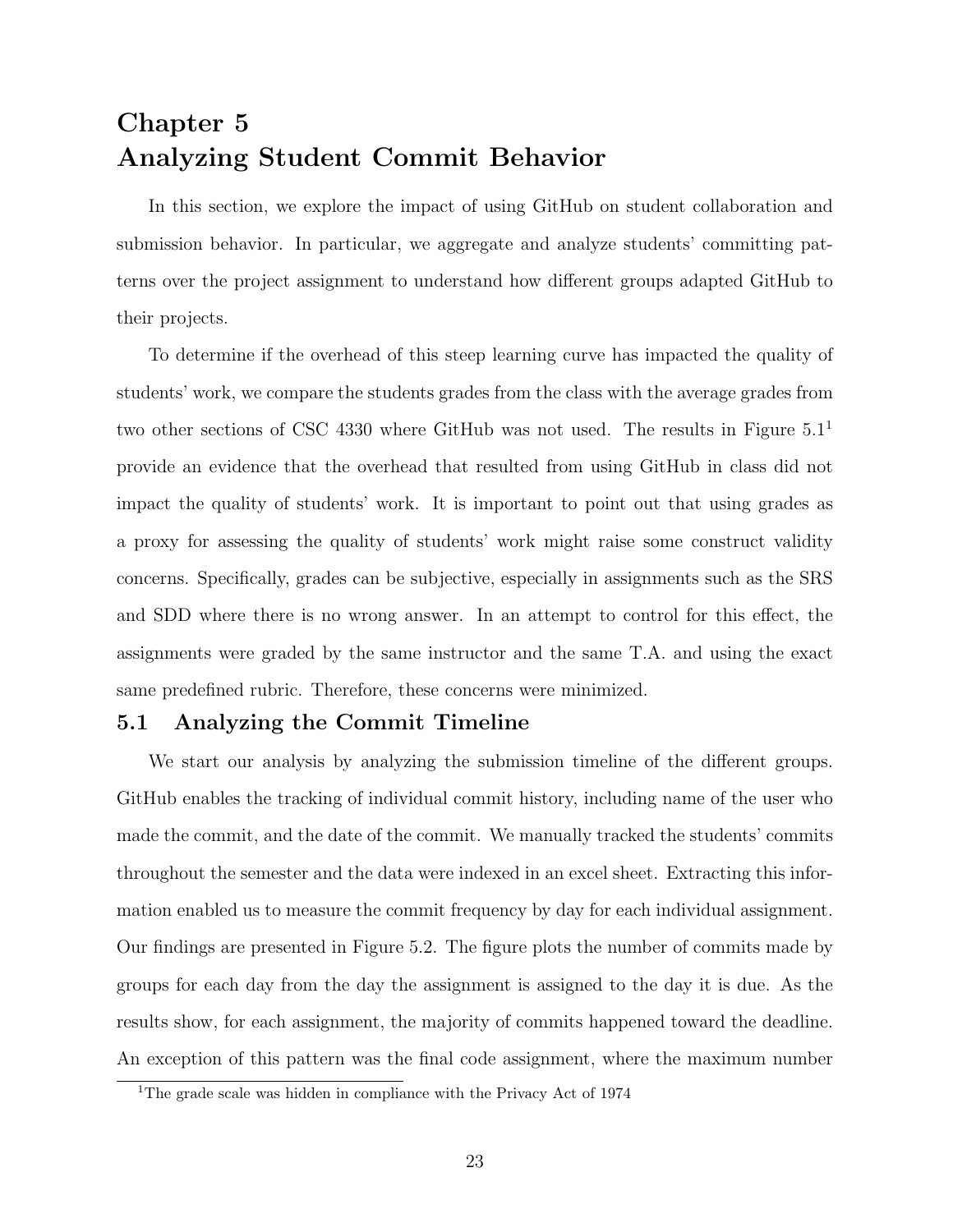# Chapter 5
# Analyzing Student Commit Behavior

In this section, we explore the impact of using GitHub on student collaboration and submission behavior. In particular, we aggregate and analyze students' committing patterns over the project assignment to understand how different groups adapted GitHub to their projects.

To determine if the overhead of this steep learning curve has impacted the quality of students' work, we compare the students grades from the class with the average grades from two other sections of CSC 4330 where GitHub was not used. The results in Figure 5.1[1] provide an evidence that the overhead that resulted from using GitHub in class did not impact the quality of students' work. It is important to point out that using grades as a proxy for assessing the quality of students' work might raise some construct validity concerns. Specifically, grades can be subjective, especially in assignments such as the SRS and SDD where there is no wrong answer. In an attempt to control for this effect, the assignments were graded by the same instructor and the same T.A. and using the exact same predefined rubric. Therefore, these concerns were minimized.

## 5.1 Analyzing the Commit Timeline

We start our analysis by analyzing the submission timeline of the different groups. GitHub enables the tracking of individual commit history, including name of the user who made the commit, and the date of the commit. We manually tracked the students' commits throughout the semester and the data were indexed in an excel sheet. Extracting this information enabled us to measure the commit frequency by day for each individual assignment. Our findings are presented in Figure 5.2. The figure plots the number of commits made by groups for each day from the day the assignment is assigned to the day it is due. As the results show, for each assignment, the majority of commits happened toward the deadline. An exception of this pattern was the final code assignment, where the maximum number

[1] The grade scale was hidden in compliance with the Privacy Act of 1974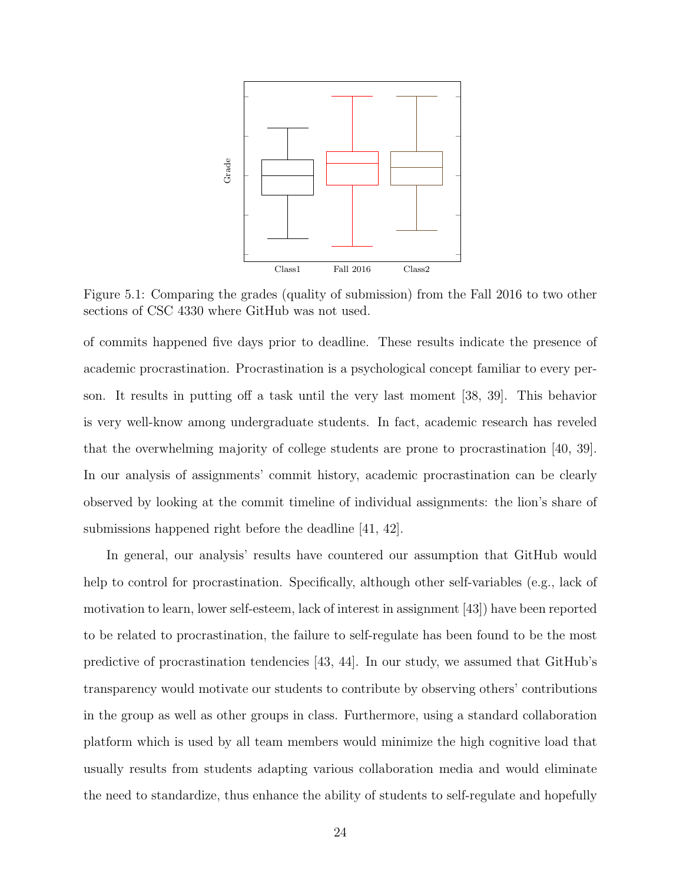Figure 5.1: Comparing the grades (quality of submission) from the Fall 2016 to two other sections of CSC 4330 where GitHub was not used.

of commits happened five days prior to deadline. These results indicate the presence of academic procrastination. Procrastination is a psychological concept familiar to every person. It results in putting off a task until the very last moment [38, 39]. This behavior is very well-know among undergraduate students. In fact, academic research has reveled that the overwhelming majority of college students are prone to procrastination [40, 39]. In our analysis of assignments' commit history, academic procrastination can be clearly observed by looking at the commit timeline of individual assignments: the lion's share of submissions happened right before the deadline [41, 42].

In general, our analysis' results have countered our assumption that GitHub would help to control for procrastination. Specifically, although other self-variables (e.g., lack of motivation to learn, lower self-esteem, lack of interest in assignment [43]) have been reported to be related to procrastination, the failure to self-regulate has been found to be the most predictive of procrastination tendencies [43, 44]. In our study, we assumed that GitHub's transparency would motivate our students to contribute by observing others' contributions in the group as well as other groups in class. Furthermore, using a standard collaboration platform which is used by all team members would minimize the high cognitive load that usually results from students adapting various collaboration media and would eliminate the need to standardize, thus enhance the ability of students to self-regulate and hopefully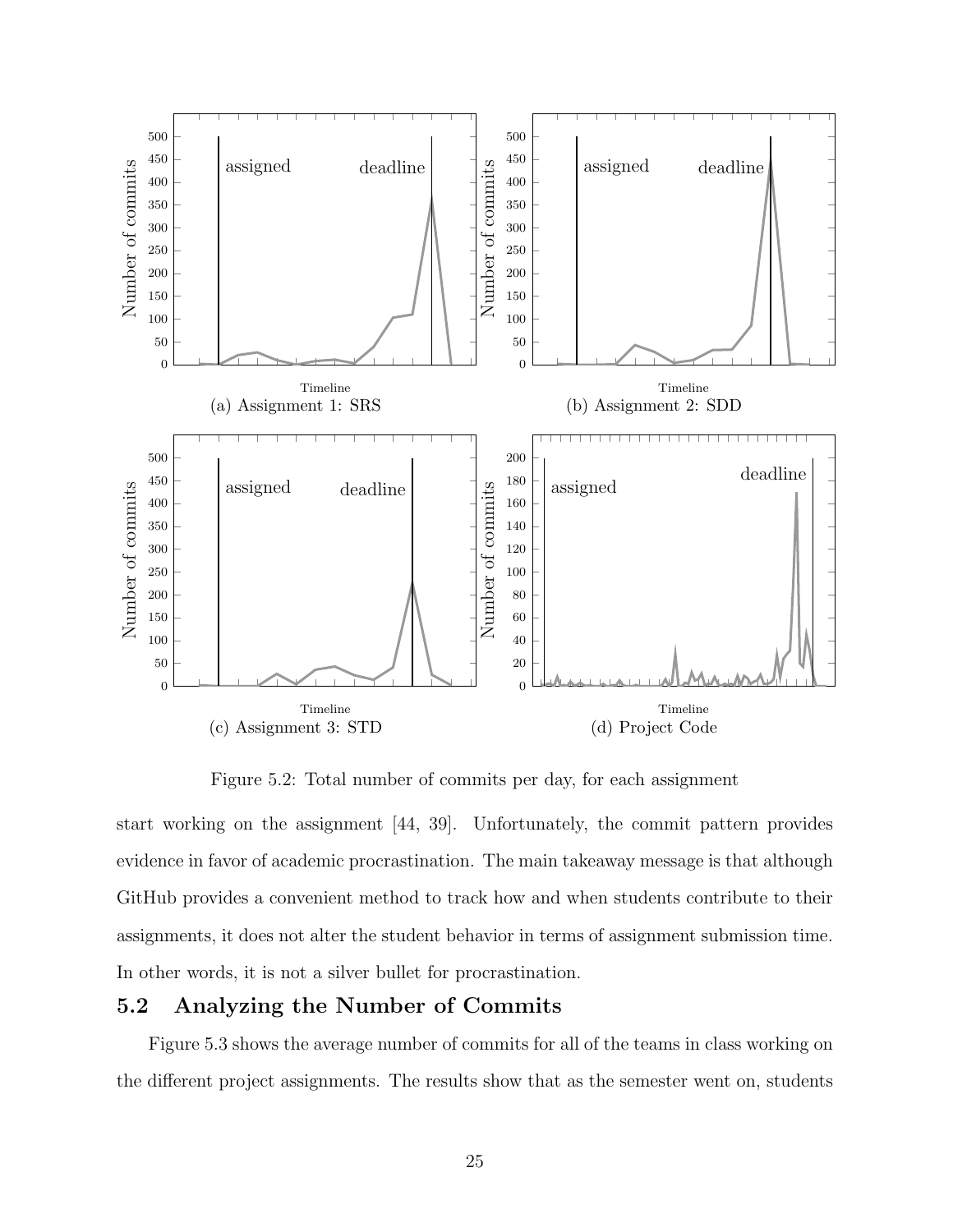(a) Assignment 1: SRS

(b) Assignment 2: SDD

(c) Assignment 3: STD

(d) Project Code

Figure 5.2: Total number of commits per day, for each assignment

start working on the assignment [44, 39]. Unfortunately, the commit pattern provides evidence in favor of academic procrastination. The main takeaway message is that although GitHub provides a convenient method to track how and when students contribute to their assignments, it does not alter the student behavior in terms of assignment submission time. In other words, it is not a silver bullet for procrastination.

## 5.2 Analyzing the Number of Commits

Figure 5.3 shows the average number of commits for all of the teams in class working on the different project assignments. The results show that as the semester went on, students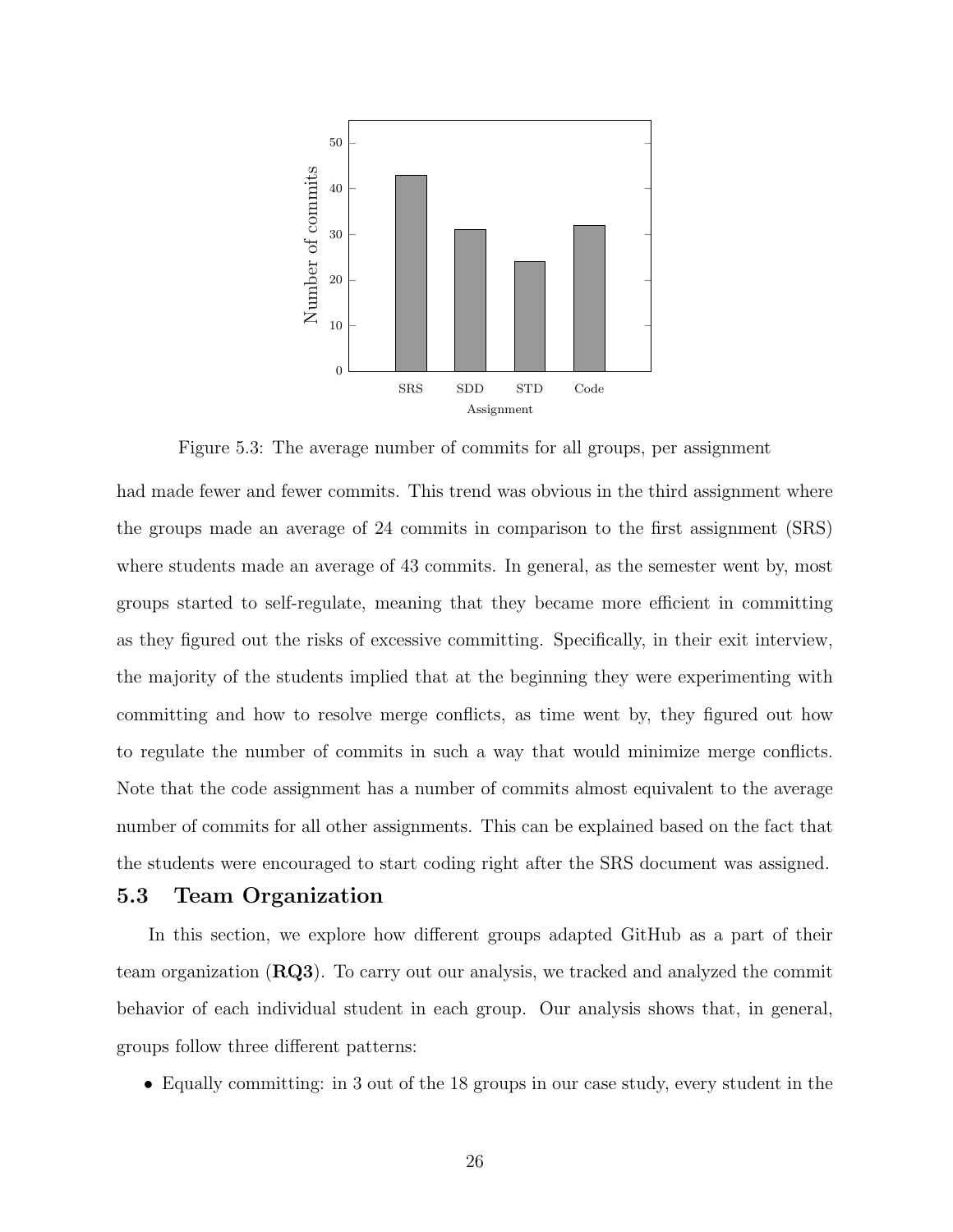Figure 5.3: The average number of commits for all groups, per assignment

had made fewer and fewer commits. This trend was obvious in the third assignment where the groups made an average of 24 commits in comparison to the first assignment (SRS) where students made an average of 43 commits. In general, as the semester went by, most groups started to self-regulate, meaning that they became more efficient in committing as they figured out the risks of excessive committing. Specifically, in their exit interview, the majority of the students implied that at the beginning they were experimenting with committing and how to resolve merge conflicts, as time went by, they figured out how to regulate the number of commits in such a way that would minimize merge conflicts. Note that the code assignment has a number of commits almost equivalent to the average number of commits for all other assignments. This can be explained based on the fact that the students were encouraged to start coding right after the SRS document was assigned.

## 5.3 Team Organization

In this section, we explore how different groups adapted GitHub as a part of their team organization (**RQ3**). To carry out our analysis, we tracked and analyzed the commit behavior of each individual student in each group. Our analysis shows that, in general, groups follow three different patterns:

- Equally committing: in 3 out of the 18 groups in our case study, every student in the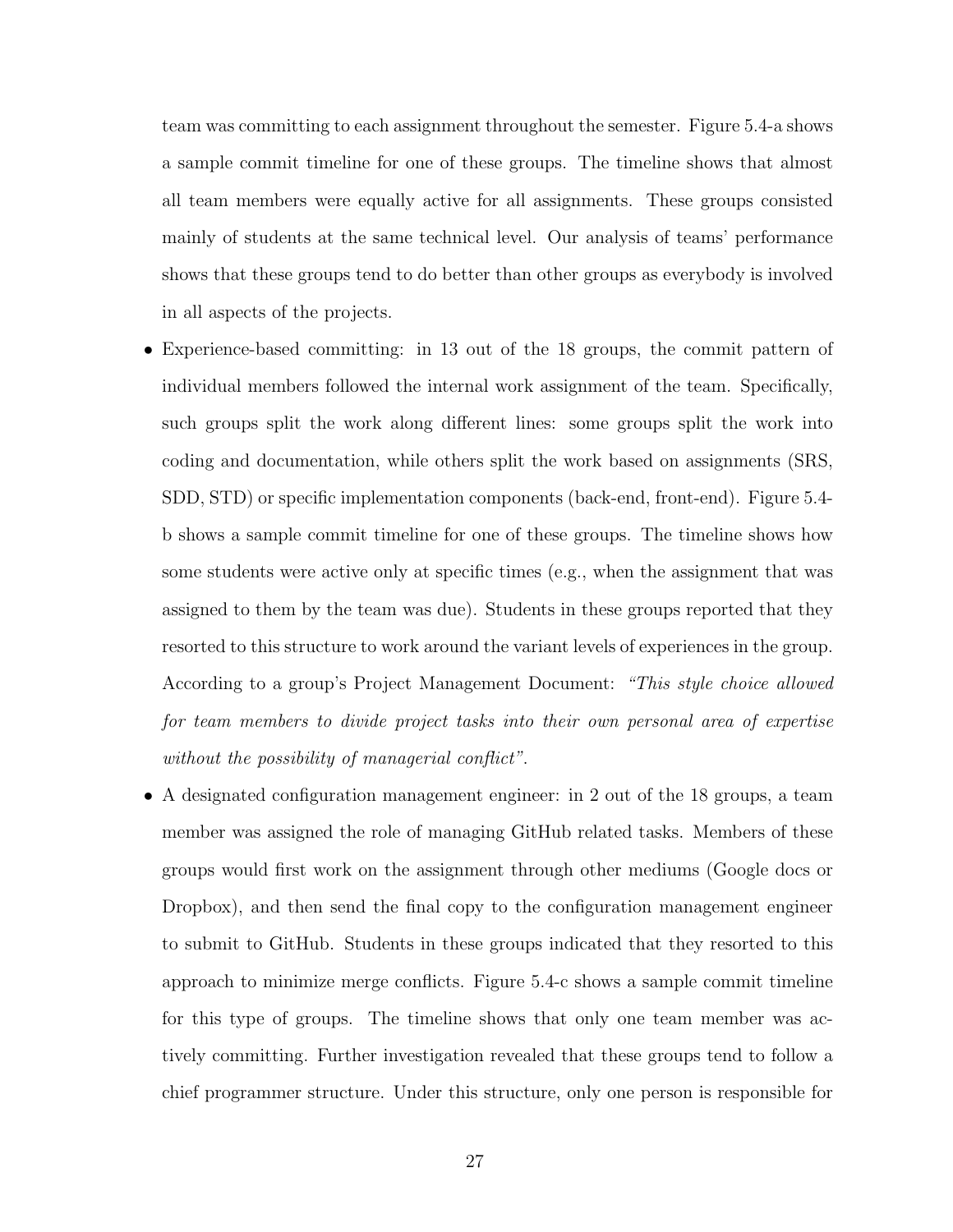team was committing to each assignment throughout the semester. Figure 5.4-a shows a sample commit timeline for one of these groups. The timeline shows that almost all team members were equally active for all assignments. These groups consisted mainly of students at the same technical level. Our analysis of teams' performance shows that these groups tend to do better than other groups as everybody is involved in all aspects of the projects.

- Experience-based committing: in 13 out of the 18 groups, the commit pattern of individual members followed the internal work assignment of the team. Specifically, such groups split the work along different lines: some groups split the work into coding and documentation, while others split the work based on assignments (SRS, SDD, STD) or specific implementation components (back-end, front-end). Figure 5.4-b shows a sample commit timeline for one of these groups. The timeline shows how some students were active only at specific times (e.g., when the assignment that was assigned to them by the team was due). Students in these groups reported that they resorted to this structure to work around the variant levels of experiences in the group. According to a group's Project Management Document: *"This style choice allowed for team members to divide project tasks into their own personal area of expertise without the possibility of managerial conflict"*.
- A designated configuration management engineer: in 2 out of the 18 groups, a team member was assigned the role of managing GitHub related tasks. Members of these groups would first work on the assignment through other mediums (Google docs or Dropbox), and then send the final copy to the configuration management engineer to submit to GitHub. Students in these groups indicated that they resorted to this approach to minimize merge conflicts. Figure 5.4-c shows a sample commit timeline for this type of groups. The timeline shows that only one team member was actively committing. Further investigation revealed that these groups tend to follow a chief programmer structure. Under this structure, only one person is responsible for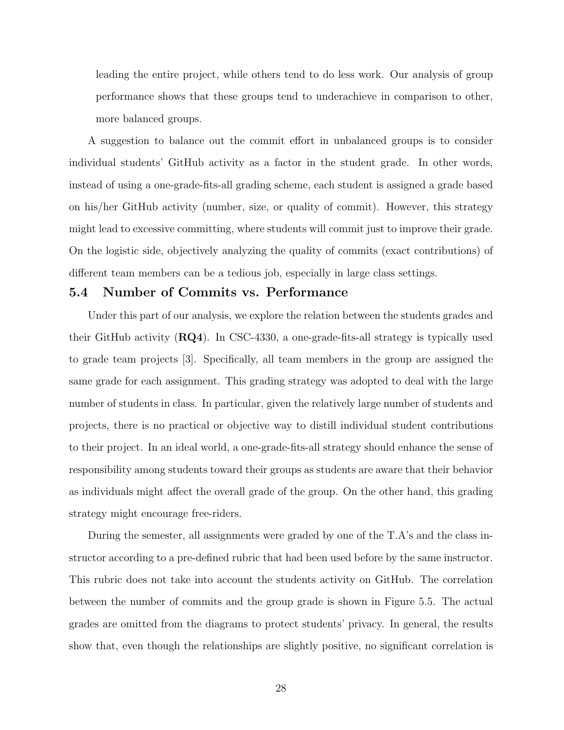leading the entire project, while others tend to do less work. Our analysis of group performance shows that these groups tend to underachieve in comparison to other, more balanced groups.

A suggestion to balance out the commit effort in unbalanced groups is to consider individual students' GitHub activity as a factor in the student grade. In other words, instead of using a one-grade-fits-all grading scheme, each student is assigned a grade based on his/her GitHub activity (number, size, or quality of commit). However, this strategy might lead to excessive committing, where students will commit just to improve their grade. On the logistic side, objectively analyzing the quality of commits (exact contributions) of different team members can be a tedious job, especially in large class settings.

## 5.4 Number of Commits vs. Performance

Under this part of our analysis, we explore the relation between the students grades and their GitHub activity (**RQ4**). In CSC-4330, a one-grade-fits-all strategy is typically used to grade team projects [3]. Specifically, all team members in the group are assigned the same grade for each assignment. This grading strategy was adopted to deal with the large number of students in class. In particular, given the relatively large number of students and projects, there is no practical or objective way to distill individual student contributions to their project. In an ideal world, a one-grade-fits-all strategy should enhance the sense of responsibility among students toward their groups as students are aware that their behavior as individuals might affect the overall grade of the group. On the other hand, this grading strategy might encourage free-riders.

During the semester, all assignments were graded by one of the T.A's and the class instructor according to a pre-defined rubric that had been used before by the same instructor. This rubric does not take into account the students activity on GitHub. The correlation between the number of commits and the group grade is shown in Figure 5.5. The actual grades are omitted from the diagrams to protect students' privacy. In general, the results show that, even though the relationships are slightly positive, no significant correlation is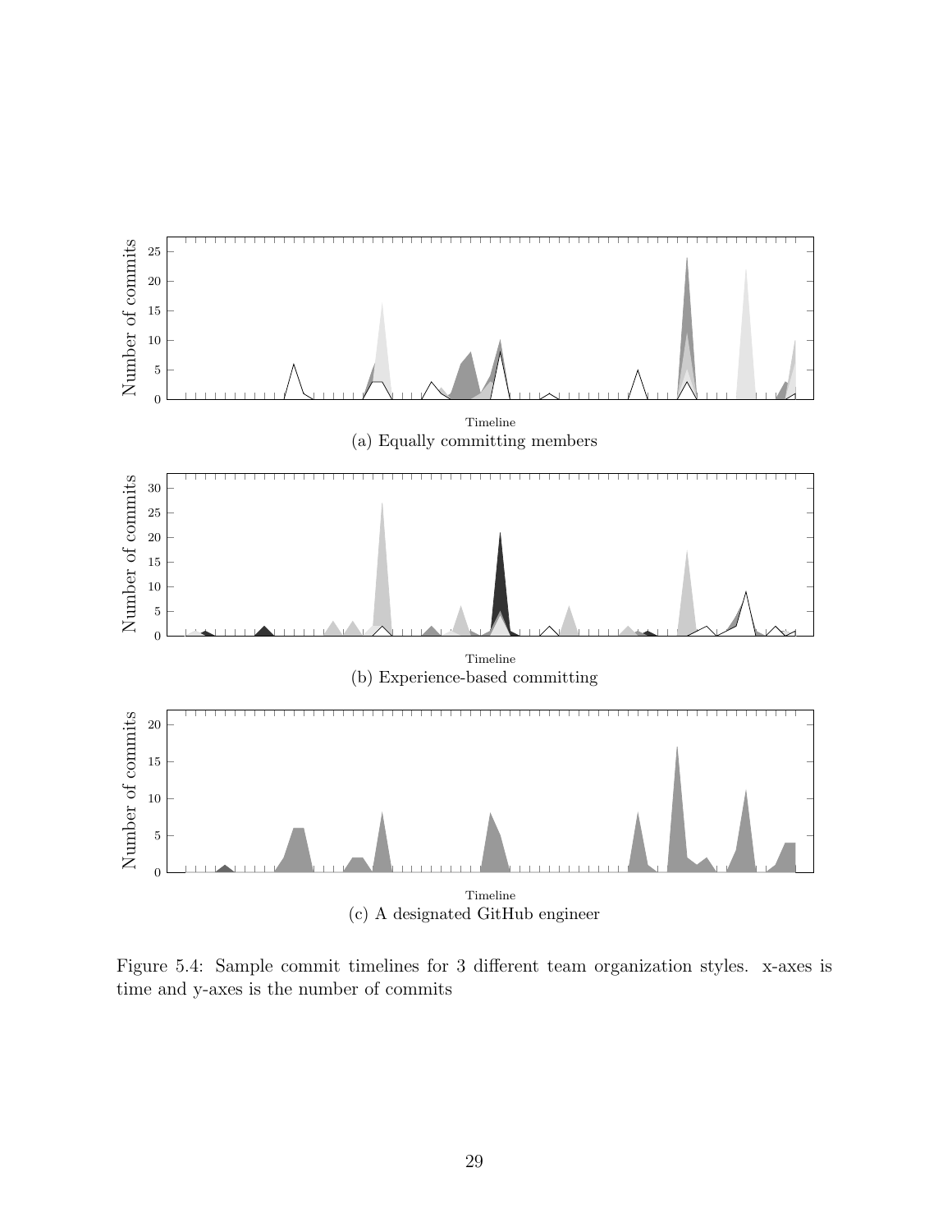(a) Equally committing members

(b) Experience-based committing

(c) A designated GitHub engineer

Figure 5.4: Sample commit timelines for 3 different team organization styles. x-axes is time and y-axes is the number of commits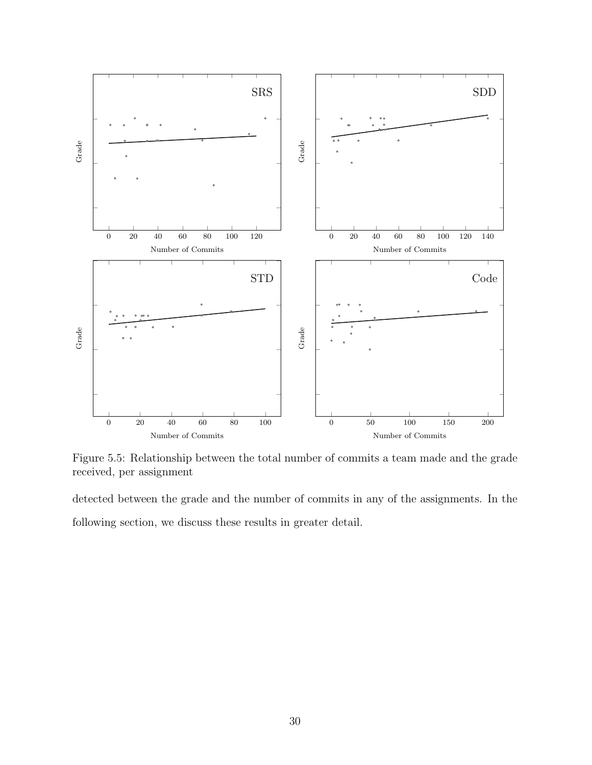Figure 5.5: Relationship between the total number of commits a team made and the grade received, per assignment

detected between the grade and the number of commits in any of the assignments. In the following section, we discuss these results in greater detail.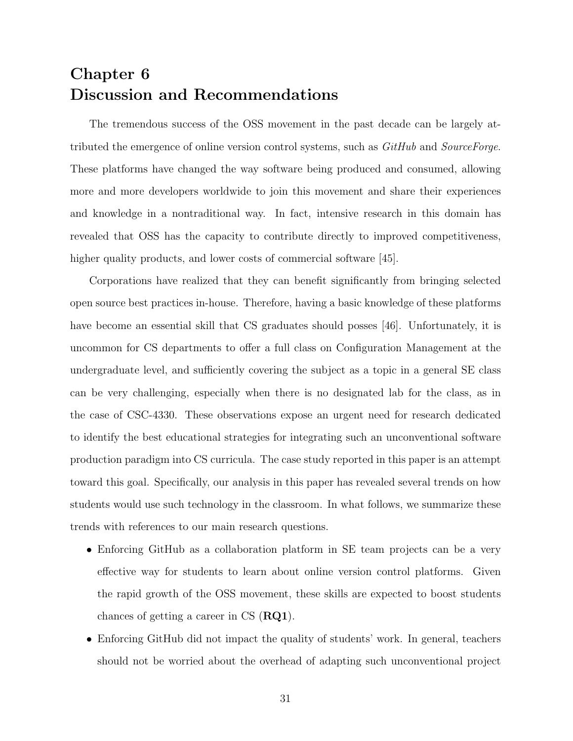# Chapter 6
# Discussion and Recommendations

The tremendous success of the OSS movement in the past decade can be largely attributed the emergence of online version control systems, such as *GitHub* and *SourceForge*. These platforms have changed the way software being produced and consumed, allowing more and more developers worldwide to join this movement and share their experiences and knowledge in a nontraditional way. In fact, intensive research in this domain has revealed that OSS has the capacity to contribute directly to improved competitiveness, higher quality products, and lower costs of commercial software [45].

Corporations have realized that they can benefit significantly from bringing selected open source best practices in-house. Therefore, having a basic knowledge of these platforms have become an essential skill that CS graduates should posses [46]. Unfortunately, it is uncommon for CS departments to offer a full class on Configuration Management at the undergraduate level, and sufficiently covering the subject as a topic in a general SE class can be very challenging, especially when there is no designated lab for the class, as in the case of CSC-4330. These observations expose an urgent need for research dedicated to identify the best educational strategies for integrating such an unconventional software production paradigm into CS curricula. The case study reported in this paper is an attempt toward this goal. Specifically, our analysis in this paper has revealed several trends on how students would use such technology in the classroom. In what follows, we summarize these trends with references to our main research questions.

- Enforcing GitHub as a collaboration platform in SE team projects can be a very effective way for students to learn about online version control platforms. Given the rapid growth of the OSS movement, these skills are expected to boost students chances of getting a career in CS (**RQ1**).
- Enforcing GitHub did not impact the quality of students' work. In general, teachers should not be worried about the overhead of adapting such unconventional project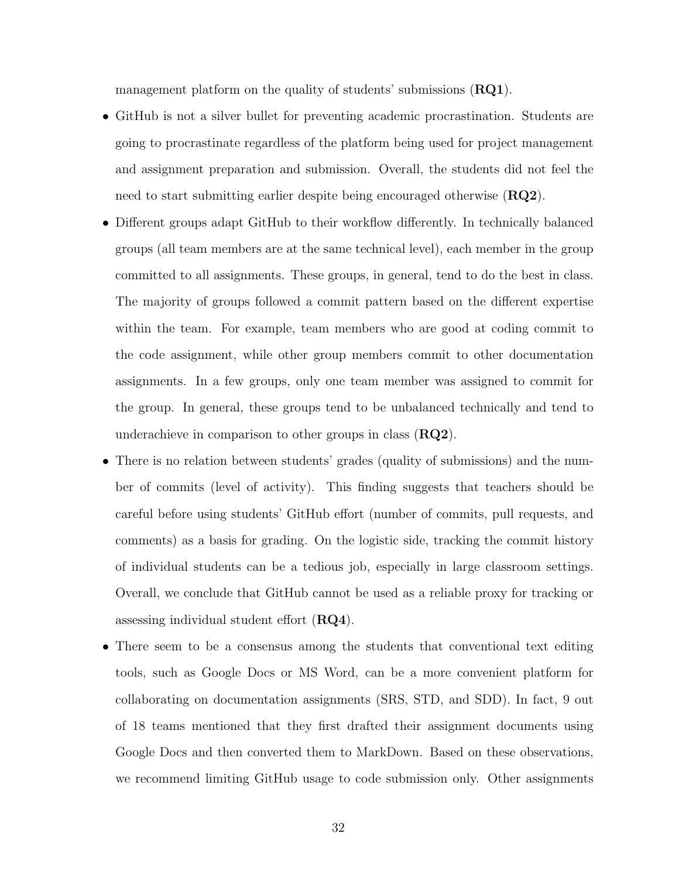management platform on the quality of students' submissions (**RQ1**).

- GitHub is not a silver bullet for preventing academic procrastination. Students are going to procrastinate regardless of the platform being used for project management and assignment preparation and submission. Overall, the students did not feel the need to start submitting earlier despite being encouraged otherwise (**RQ2**).
- Different groups adapt GitHub to their workflow differently. In technically balanced groups (all team members are at the same technical level), each member in the group committed to all assignments. These groups, in general, tend to do the best in class. The majority of groups followed a commit pattern based on the different expertise within the team. For example, team members who are good at coding commit to the code assignment, while other group members commit to other documentation assignments. In a few groups, only one team member was assigned to commit for the group. In general, these groups tend to be unbalanced technically and tend to underachieve in comparison to other groups in class (**RQ2**).
- There is no relation between students' grades (quality of submissions) and the number of commits (level of activity). This finding suggests that teachers should be careful before using students' GitHub effort (number of commits, pull requests, and comments) as a basis for grading. On the logistic side, tracking the commit history of individual students can be a tedious job, especially in large classroom settings. Overall, we conclude that GitHub cannot be used as a reliable proxy for tracking or assessing individual student effort (**RQ4**).
- There seem to be a consensus among the students that conventional text editing tools, such as Google Docs or MS Word, can be a more convenient platform for collaborating on documentation assignments (SRS, STD, and SDD). In fact, 9 out of 18 teams mentioned that they first drafted their assignment documents using Google Docs and then converted them to MarkDown. Based on these observations, we recommend limiting GitHub usage to code submission only. Other assignments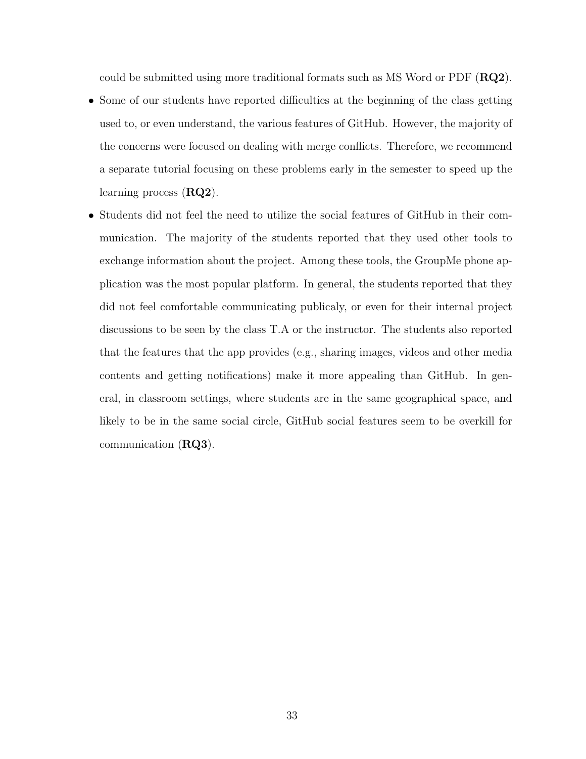could be submitted using more traditional formats such as MS Word or PDF (**RQ2**).

- Some of our students have reported difficulties at the beginning of the class getting used to, or even understand, the various features of GitHub. However, the majority of the concerns were focused on dealing with merge conflicts. Therefore, we recommend a separate tutorial focusing on these problems early in the semester to speed up the learning process (**RQ2**).
- Students did not feel the need to utilize the social features of GitHub in their communication. The majority of the students reported that they used other tools to exchange information about the project. Among these tools, the GroupMe phone application was the most popular platform. In general, the students reported that they did not feel comfortable communicating publicaly, or even for their internal project discussions to be seen by the class T.A or the instructor. The students also reported that the features that the app provides (e.g., sharing images, videos and other media contents and getting notifications) make it more appealing than GitHub. In general, in classroom settings, where students are in the same geographical space, and likely to be in the same social circle, GitHub social features seem to be overkill for communication (**RQ3**).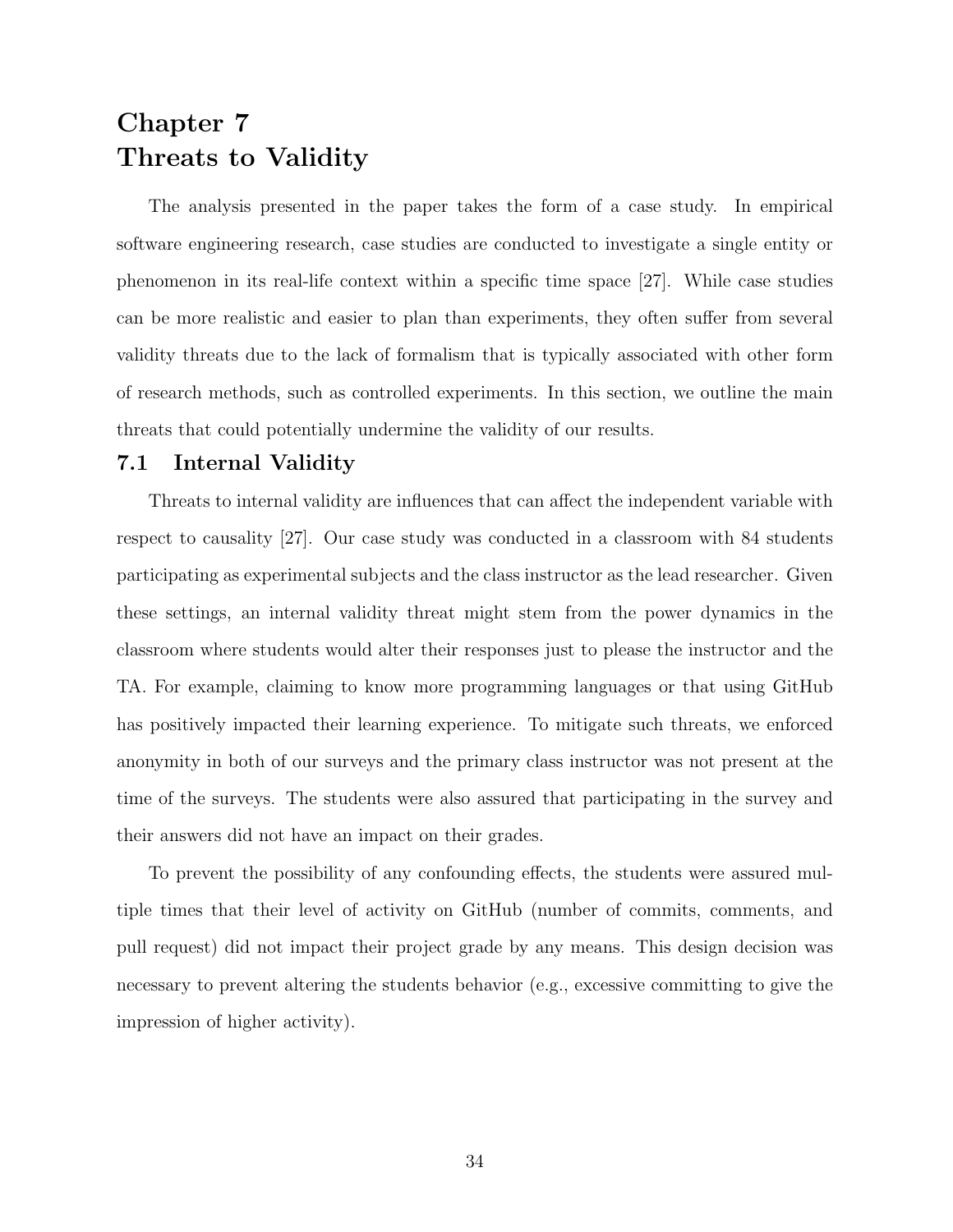# Chapter 7
# Threats to Validity

The analysis presented in the paper takes the form of a case study. In empirical software engineering research, case studies are conducted to investigate a single entity or phenomenon in its real-life context within a specific time space [27]. While case studies can be more realistic and easier to plan than experiments, they often suffer from several validity threats due to the lack of formalism that is typically associated with other form of research methods, such as controlled experiments. In this section, we outline the main threats that could potentially undermine the validity of our results.

## 7.1 Internal Validity

Threats to internal validity are influences that can affect the independent variable with respect to causality [27]. Our case study was conducted in a classroom with 84 students participating as experimental subjects and the class instructor as the lead researcher. Given these settings, an internal validity threat might stem from the power dynamics in the classroom where students would alter their responses just to please the instructor and the TA. For example, claiming to know more programming languages or that using GitHub has positively impacted their learning experience. To mitigate such threats, we enforced anonymity in both of our surveys and the primary class instructor was not present at the time of the surveys. The students were also assured that participating in the survey and their answers did not have an impact on their grades.

To prevent the possibility of any confounding effects, the students were assured multiple times that their level of activity on GitHub (number of commits, comments, and pull request) did not impact their project grade by any means. This design decision was necessary to prevent altering the students behavior (e.g., excessive committing to give the impression of higher activity).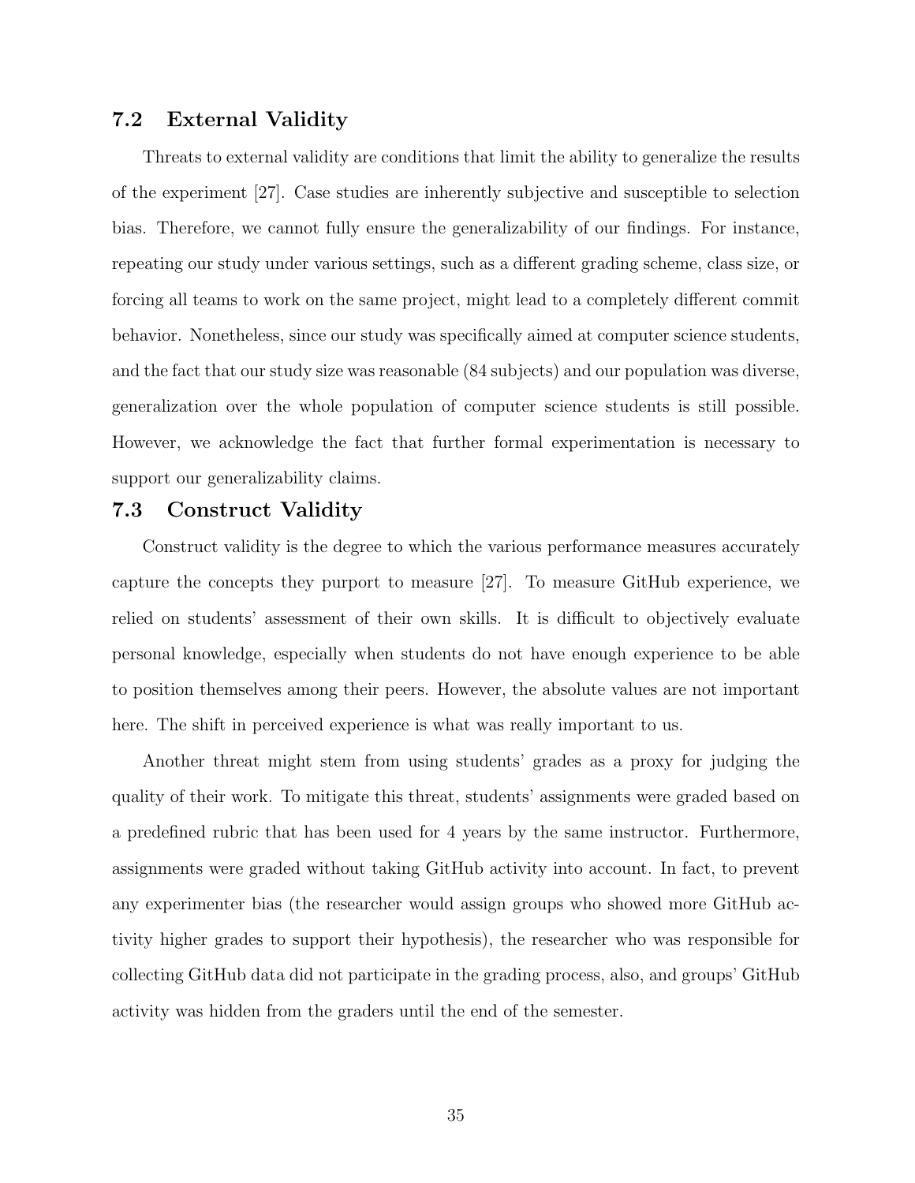## 7.2 External Validity

Threats to external validity are conditions that limit the ability to generalize the results of the experiment [27]. Case studies are inherently subjective and susceptible to selection bias. Therefore, we cannot fully ensure the generalizability of our findings. For instance, repeating our study under various settings, such as a different grading scheme, class size, or forcing all teams to work on the same project, might lead to a completely different commit behavior. Nonetheless, since our study was specifically aimed at computer science students, and the fact that our study size was reasonable (84 subjects) and our population was diverse, generalization over the whole population of computer science students is still possible. However, we acknowledge the fact that further formal experimentation is necessary to support our generalizability claims.

## 7.3 Construct Validity

Construct validity is the degree to which the various performance measures accurately capture the concepts they purport to measure [27]. To measure GitHub experience, we relied on students' assessment of their own skills. It is difficult to objectively evaluate personal knowledge, especially when students do not have enough experience to be able to position themselves among their peers. However, the absolute values are not important here. The shift in perceived experience is what was really important to us.

Another threat might stem from using students' grades as a proxy for judging the quality of their work. To mitigate this threat, students' assignments were graded based on a predefined rubric that has been used for 4 years by the same instructor. Furthermore, assignments were graded without taking GitHub activity into account. In fact, to prevent any experimenter bias (the researcher would assign groups who showed more GitHub activity higher grades to support their hypothesis), the researcher who was responsible for collecting GitHub data did not participate in the grading process, also, and groups' GitHub activity was hidden from the graders until the end of the semester.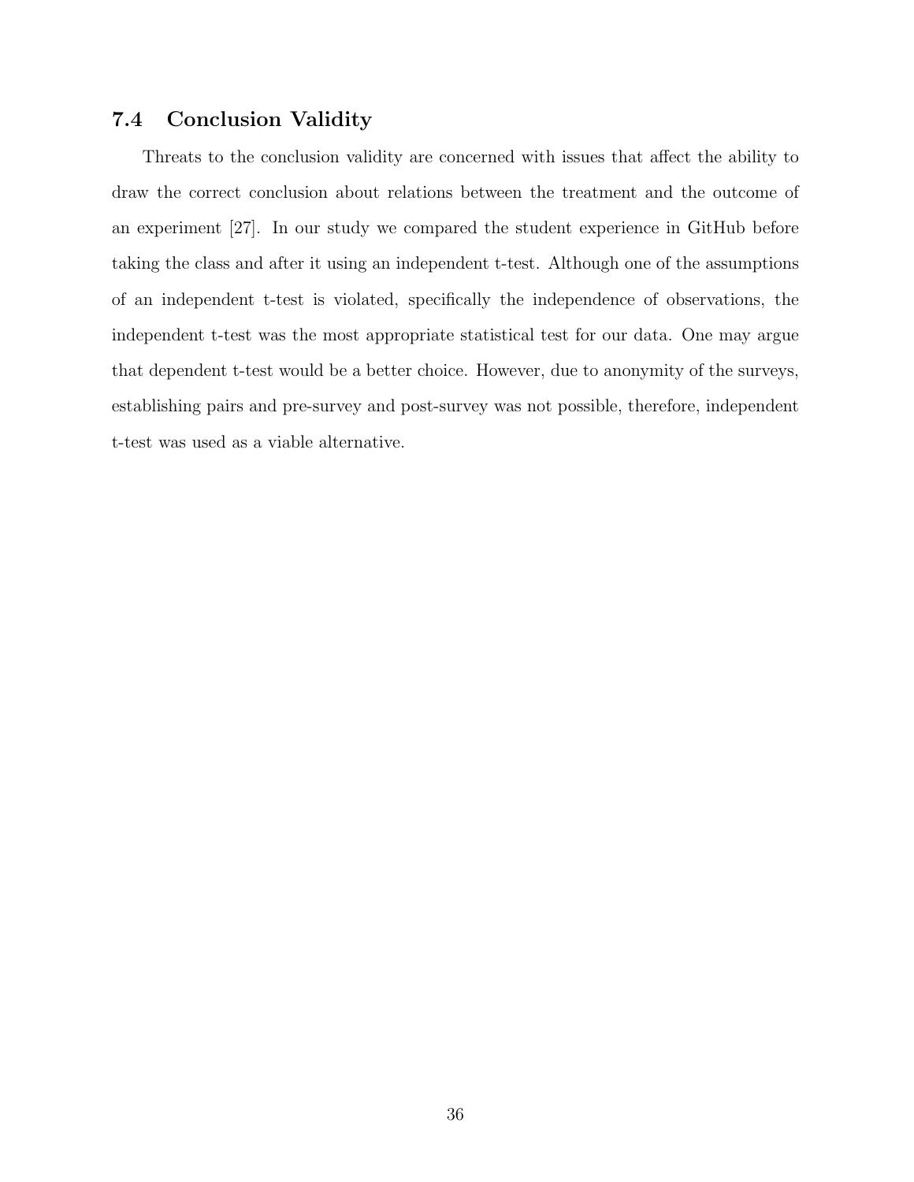## 7.4 Conclusion Validity

Threats to the conclusion validity are concerned with issues that affect the ability to draw the correct conclusion about relations between the treatment and the outcome of an experiment [27]. In our study we compared the student experience in GitHub before taking the class and after it using an independent t-test. Although one of the assumptions of an independent t-test is violated, specifically the independence of observations, the independent t-test was the most appropriate statistical test for our data. One may argue that dependent t-test would be a better choice. However, due to anonymity of the surveys, establishing pairs and pre-survey and post-survey was not possible, therefore, independent t-test was used as a viable alternative.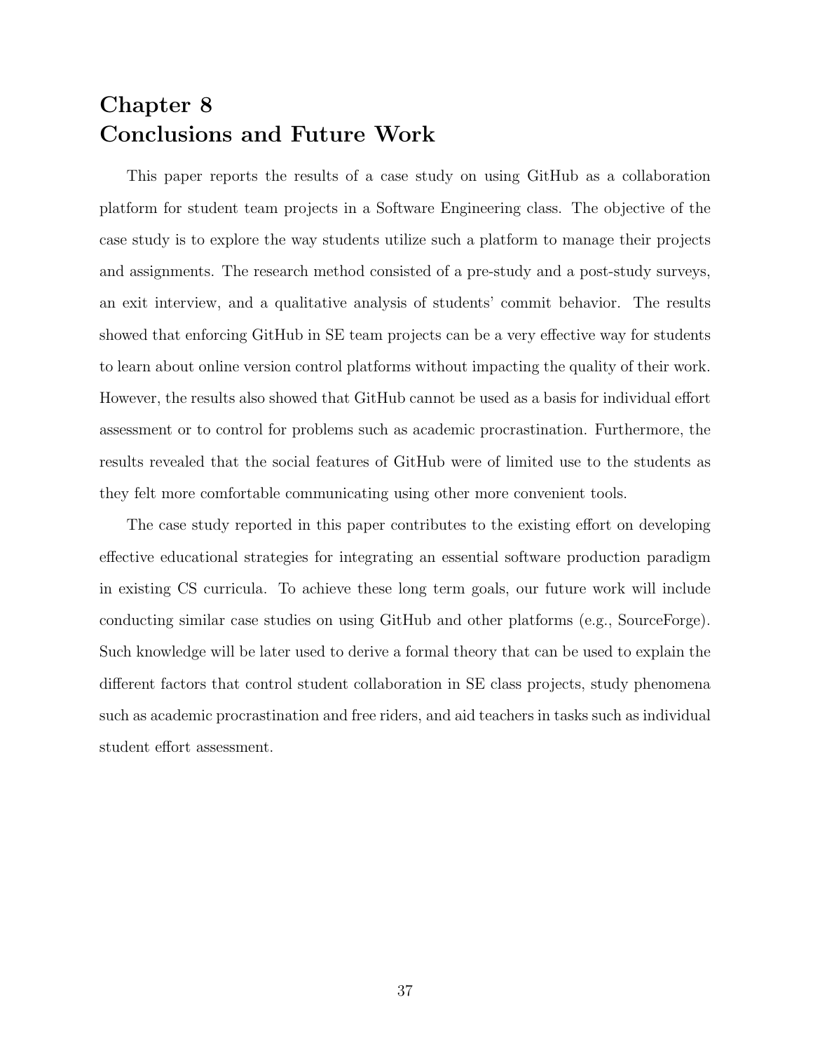# Chapter 8
# Conclusions and Future Work

This paper reports the results of a case study on using GitHub as a collaboration platform for student team projects in a Software Engineering class. The objective of the case study is to explore the way students utilize such a platform to manage their projects and assignments. The research method consisted of a pre-study and a post-study surveys, an exit interview, and a qualitative analysis of students' commit behavior. The results showed that enforcing GitHub in SE team projects can be a very effective way for students to learn about online version control platforms without impacting the quality of their work. However, the results also showed that GitHub cannot be used as a basis for individual effort assessment or to control for problems such as academic procrastination. Furthermore, the results revealed that the social features of GitHub were of limited use to the students as they felt more comfortable communicating using other more convenient tools.

The case study reported in this paper contributes to the existing effort on developing effective educational strategies for integrating an essential software production paradigm in existing CS curricula. To achieve these long term goals, our future work will include conducting similar case studies on using GitHub and other platforms (e.g., SourceForge). Such knowledge will be later used to derive a formal theory that can be used to explain the different factors that control student collaboration in SE class projects, study phenomena such as academic procrastination and free riders, and aid teachers in tasks such as individual student effort assessment.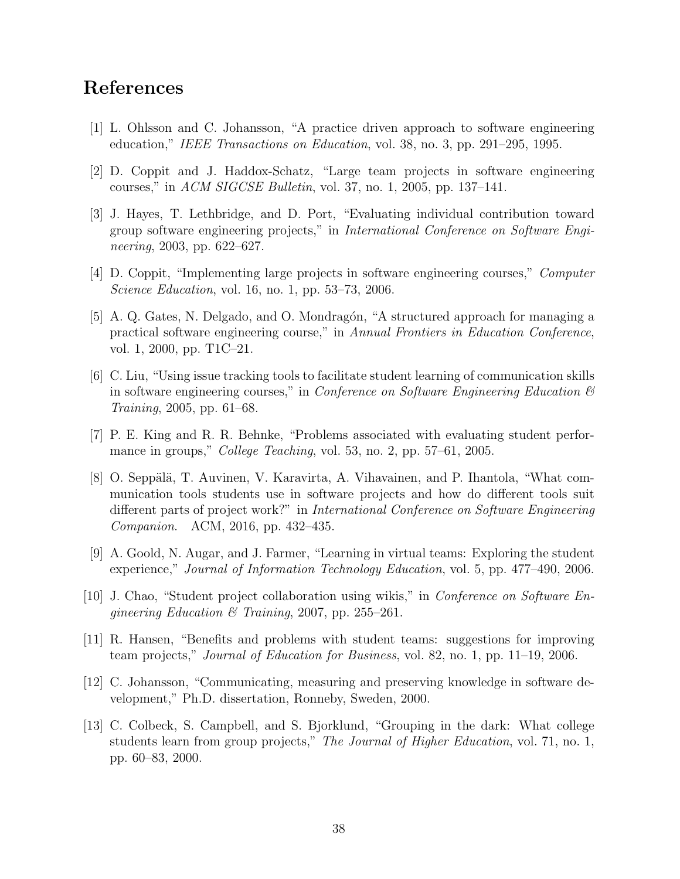# References

[1] L. Ohlsson and C. Johansson, "A practice driven approach to software engineering education," *IEEE Transactions on Education*, vol. 38, no. 3, pp. 291–295, 1995.

[2] D. Coppit and J. Haddox-Schatz, "Large team projects in software engineering courses," in *ACM SIGCSE Bulletin*, vol. 37, no. 1, 2005, pp. 137–141.

[3] J. Hayes, T. Lethbridge, and D. Port, "Evaluating individual contribution toward group software engineering projects," in *International Conference on Software Engineering*, 2003, pp. 622–627.

[4] D. Coppit, "Implementing large projects in software engineering courses," *Computer Science Education*, vol. 16, no. 1, pp. 53–73, 2006.

[5] A. Q. Gates, N. Delgado, and O. Mondragón, "A structured approach for managing a practical software engineering course," in *Annual Frontiers in Education Conference*, vol. 1, 2000, pp. T1C–21.

[6] C. Liu, "Using issue tracking tools to facilitate student learning of communication skills in software engineering courses," in *Conference on Software Engineering Education & Training*, 2005, pp. 61–68.

[7] P. E. King and R. R. Behnke, "Problems associated with evaluating student performance in groups," *College Teaching*, vol. 53, no. 2, pp. 57–61, 2005.

[8] O. Seppälä, T. Auvinen, V. Karavirta, A. Vihavainen, and P. Ihantola, "What communication tools students use in software projects and how do different tools suit different parts of project work?" in *International Conference on Software Engineering Companion*. ACM, 2016, pp. 432–435.

[9] A. Goold, N. Augar, and J. Farmer, "Learning in virtual teams: Exploring the student experience," *Journal of Information Technology Education*, vol. 5, pp. 477–490, 2006.

[10] J. Chao, "Student project collaboration using wikis," in *Conference on Software Engineering Education & Training*, 2007, pp. 255–261.

[11] R. Hansen, "Benefits and problems with student teams: suggestions for improving team projects," *Journal of Education for Business*, vol. 82, no. 1, pp. 11–19, 2006.

[12] C. Johansson, "Communicating, measuring and preserving knowledge in software development," Ph.D. dissertation, Ronneby, Sweden, 2000.

[13] C. Colbeck, S. Campbell, and S. Bjorklund, "Grouping in the dark: What college students learn from group projects," *The Journal of Higher Education*, vol. 71, no. 1, pp. 60–83, 2000.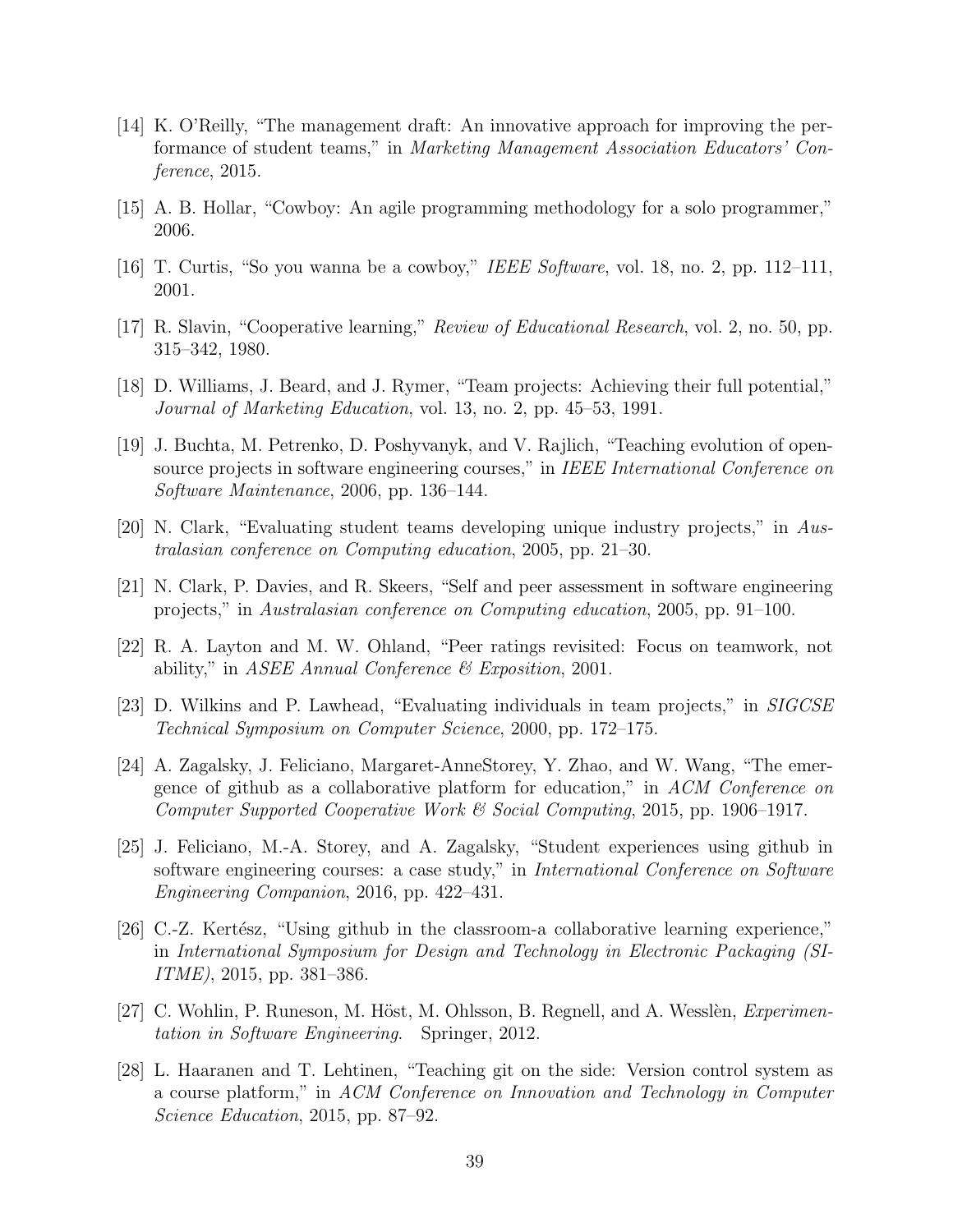[14] K. O'Reilly, "The management draft: An innovative approach for improving the performance of student teams," in *Marketing Management Association Educators' Conference*, 2015.

[15] A. B. Hollar, "Cowboy: An agile programming methodology for a solo programmer," 2006.

[16] T. Curtis, "So you wanna be a cowboy," *IEEE Software*, vol. 18, no. 2, pp. 112–111, 2001.

[17] R. Slavin, "Cooperative learning," *Review of Educational Research*, vol. 2, no. 50, pp. 315–342, 1980.

[18] D. Williams, J. Beard, and J. Rymer, "Team projects: Achieving their full potential," *Journal of Marketing Education*, vol. 13, no. 2, pp. 45–53, 1991.

[19] J. Buchta, M. Petrenko, D. Poshyvanyk, and V. Rajlich, "Teaching evolution of open-source projects in software engineering courses," in *IEEE International Conference on Software Maintenance*, 2006, pp. 136–144.

[20] N. Clark, "Evaluating student teams developing unique industry projects," in *Australasian conference on Computing education*, 2005, pp. 21–30.

[21] N. Clark, P. Davies, and R. Skeers, "Self and peer assessment in software engineering projects," in *Australasian conference on Computing education*, 2005, pp. 91–100.

[22] R. A. Layton and M. W. Ohland, "Peer ratings revisited: Focus on teamwork, not ability," in *ASEE Annual Conference & Exposition*, 2001.

[23] D. Wilkins and P. Lawhead, "Evaluating individuals in team projects," in *SIGCSE Technical Symposium on Computer Science*, 2000, pp. 172–175.

[24] A. Zagalsky, J. Feliciano, Margaret-AnneStorey, Y. Zhao, and W. Wang, "The emergence of github as a collaborative platform for education," in *ACM Conference on Computer Supported Cooperative Work & Social Computing*, 2015, pp. 1906–1917.

[25] J. Feliciano, M.-A. Storey, and A. Zagalsky, "Student experiences using github in software engineering courses: a case study," in *International Conference on Software Engineering Companion*, 2016, pp. 422–431.

[26] C.-Z. Kertész, "Using github in the classroom-a collaborative learning experience," in *International Symposium for Design and Technology in Electronic Packaging (SIITME)*, 2015, pp. 381–386.

[27] C. Wohlin, P. Runeson, M. Höst, M. Ohlsson, B. Regnell, and A. Wesslèn, *Experimentation in Software Engineering*. Springer, 2012.

[28] L. Haaranen and T. Lehtinen, "Teaching git on the side: Version control system as a course platform," in *ACM Conference on Innovation and Technology in Computer Science Education*, 2015, pp. 87–92.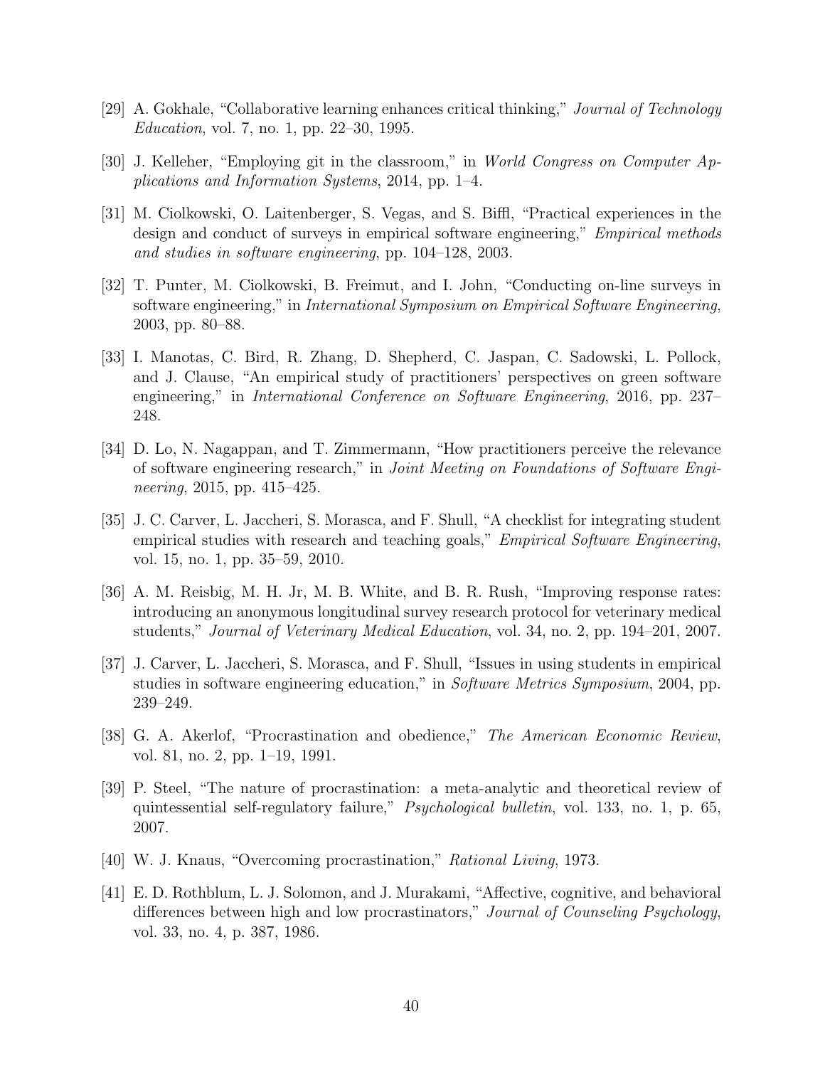[29] A. Gokhale, "Collaborative learning enhances critical thinking," *Journal of Technology Education*, vol. 7, no. 1, pp. 22–30, 1995.

[30] J. Kelleher, "Employing git in the classroom," in *World Congress on Computer Applications and Information Systems*, 2014, pp. 1–4.

[31] M. Ciolkowski, O. Laitenberger, S. Vegas, and S. Biffl, "Practical experiences in the design and conduct of surveys in empirical software engineering," *Empirical methods and studies in software engineering*, pp. 104–128, 2003.

[32] T. Punter, M. Ciolkowski, B. Freimut, and I. John, "Conducting on-line surveys in software engineering," in *International Symposium on Empirical Software Engineering*, 2003, pp. 80–88.

[33] I. Manotas, C. Bird, R. Zhang, D. Shepherd, C. Jaspan, C. Sadowski, L. Pollock, and J. Clause, "An empirical study of practitioners' perspectives on green software engineering," in *International Conference on Software Engineering*, 2016, pp. 237–248.

[34] D. Lo, N. Nagappan, and T. Zimmermann, "How practitioners perceive the relevance of software engineering research," in *Joint Meeting on Foundations of Software Engineering*, 2015, pp. 415–425.

[35] J. C. Carver, L. Jaccheri, S. Morasca, and F. Shull, "A checklist for integrating student empirical studies with research and teaching goals," *Empirical Software Engineering*, vol. 15, no. 1, pp. 35–59, 2010.

[36] A. M. Reisbig, M. H. Jr, M. B. White, and B. R. Rush, "Improving response rates: introducing an anonymous longitudinal survey research protocol for veterinary medical students," *Journal of Veterinary Medical Education*, vol. 34, no. 2, pp. 194–201, 2007.

[37] J. Carver, L. Jaccheri, S. Morasca, and F. Shull, "Issues in using students in empirical studies in software engineering education," in *Software Metrics Symposium*, 2004, pp. 239–249.

[38] G. A. Akerlof, "Procrastination and obedience," *The American Economic Review*, vol. 81, no. 2, pp. 1–19, 1991.

[39] P. Steel, "The nature of procrastination: a meta-analytic and theoretical review of quintessential self-regulatory failure," *Psychological bulletin*, vol. 133, no. 1, p. 65, 2007.

[40] W. J. Knaus, "Overcoming procrastination," *Rational Living*, 1973.

[41] E. D. Rothblum, L. J. Solomon, and J. Murakami, "Affective, cognitive, and behavioral differences between high and low procrastinators," *Journal of Counseling Psychology*, vol. 33, no. 4, p. 387, 1986.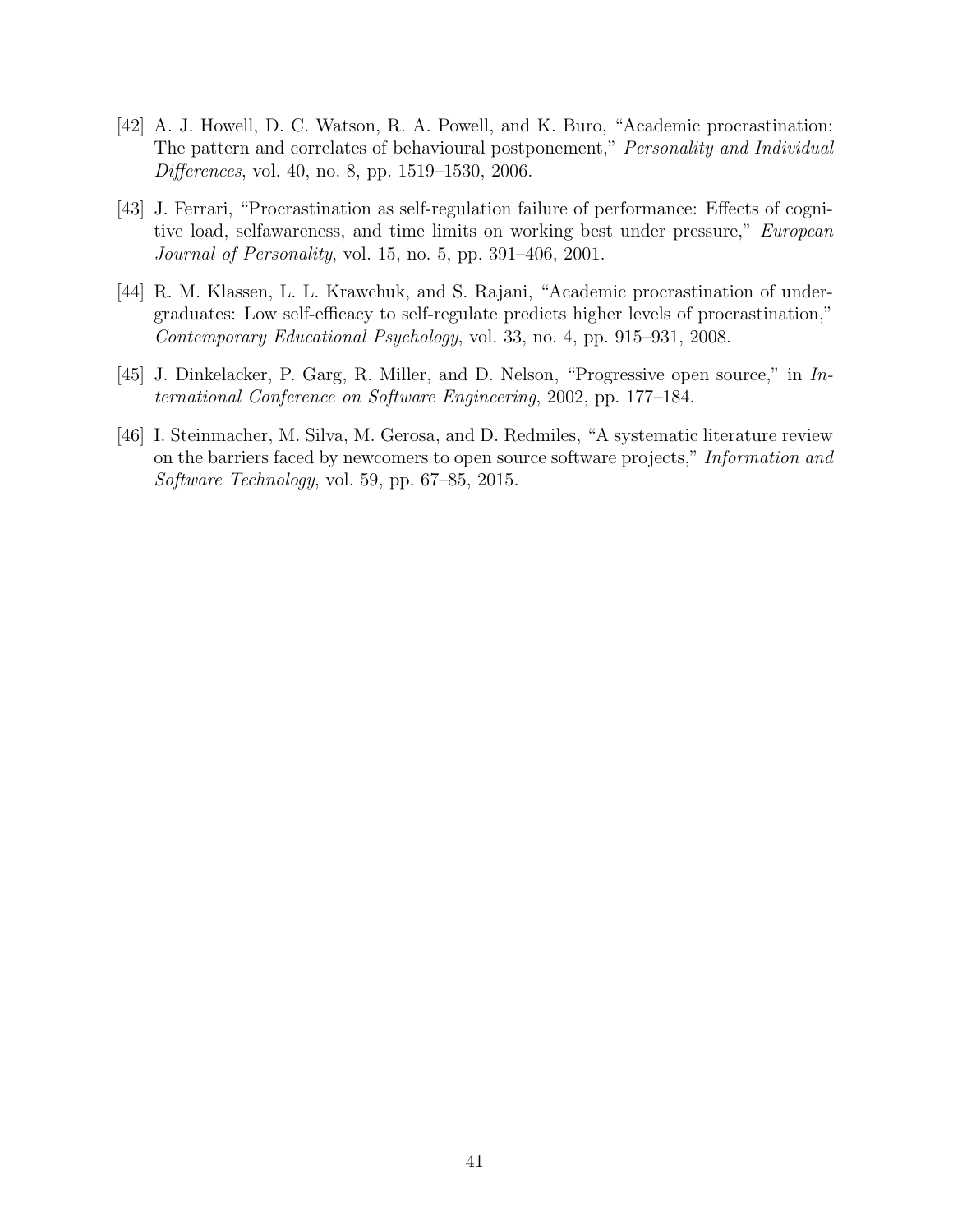[42] A. J. Howell, D. C. Watson, R. A. Powell, and K. Buro, "Academic procrastination: The pattern and correlates of behavioural postponement," *Personality and Individual Differences*, vol. 40, no. 8, pp. 1519–1530, 2006.

[43] J. Ferrari, "Procrastination as self-regulation failure of performance: Effects of cognitive load, selfawareness, and time limits on working best under pressure," *European Journal of Personality*, vol. 15, no. 5, pp. 391–406, 2001.

[44] R. M. Klassen, L. L. Krawchuk, and S. Rajani, "Academic procrastination of undergraduates: Low self-efficacy to self-regulate predicts higher levels of procrastination," *Contemporary Educational Psychology*, vol. 33, no. 4, pp. 915–931, 2008.

[45] J. Dinkelacker, P. Garg, R. Miller, and D. Nelson, "Progressive open source," in *International Conference on Software Engineering*, 2002, pp. 177–184.

[46] I. Steinmacher, M. Silva, M. Gerosa, and D. Redmiles, "A systematic literature review on the barriers faced by newcomers to open source software projects," *Information and Software Technology*, vol. 59, pp. 67–85, 2015.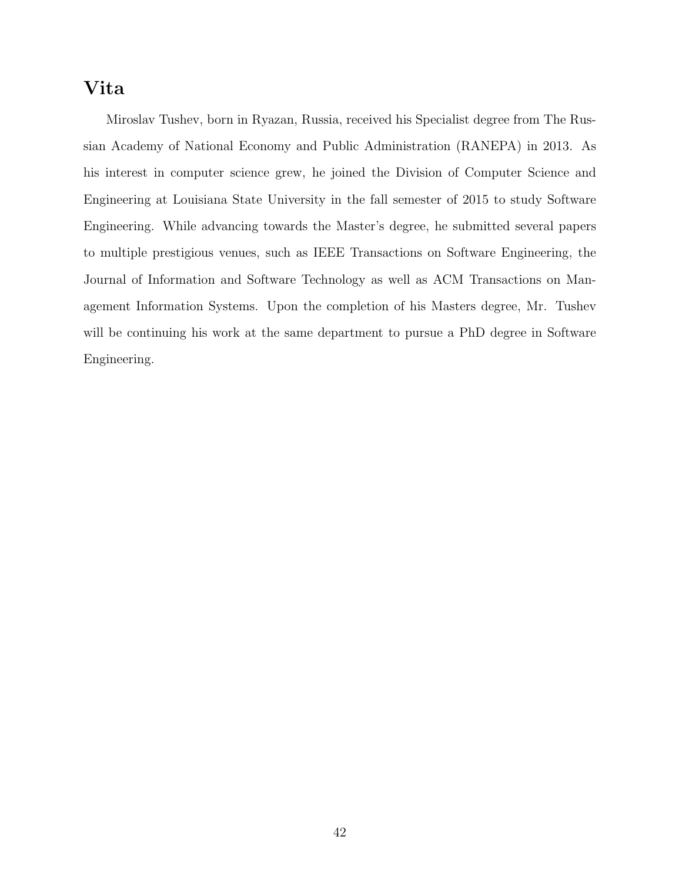# Vita

Miroslav Tushev, born in Ryazan, Russia, received his Specialist degree from The Russian Academy of National Economy and Public Administration (RANEPA) in 2013. As his interest in computer science grew, he joined the Division of Computer Science and Engineering at Louisiana State University in the fall semester of 2015 to study Software Engineering. While advancing towards the Master's degree, he submitted several papers to multiple prestigious venues, such as IEEE Transactions on Software Engineering, the Journal of Information and Software Technology as well as ACM Transactions on Management Information Systems. Upon the completion of his Masters degree, Mr. Tushev will be continuing his work at the same department to pursue a PhD degree in Software Engineering.